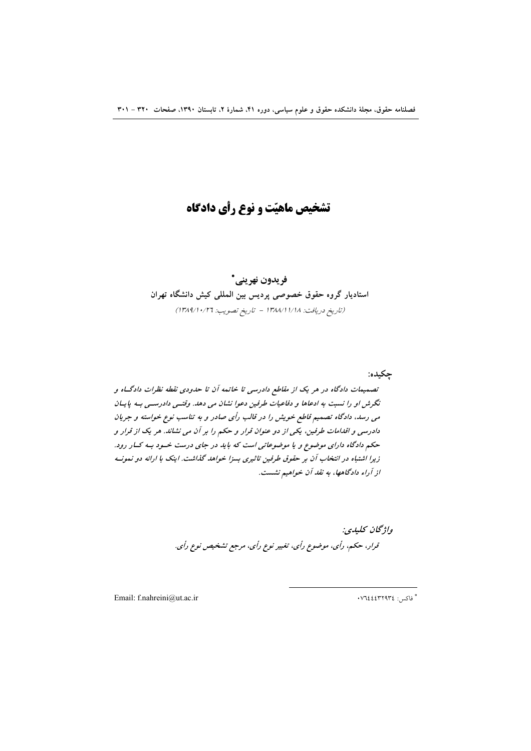# تشخیص ماهیّت و نوع رأی دادگاه

**فریدون نهرینی**[*]

**استادیار گروه حقوق خصوصی پردیس بین المللی کیش دانشگاه تهران**

(تاریخ دریافت: ۱۳۸۸/۱۱/۱۸ - تاریخ تصویب: ۱۳۸۹/۱۰/۲۶)

**چکیده:**

***تصمیمات دادگاه در هر یک از مقاطع دادرسی تا خاتمه آن تا حدودی نقطه نظرات دادگاه و نگرش او را نسبت به ادعاها و دفاعیات طرفین دعوا نشان می دهد. وقتی دادرسی به پایان می رسد، دادگاه تصمیم قاطع خویش را در قالب رأی صادر و به تناسب نوع خواسته و جریان دادرسی و اقدامات طرفین، یکی از دو عنوان قرار و حکم را بر آن می نشاند. هر یک از قرار و حکم دادگاه دارای موضوع و یا موضوعاتی است که باید در جای درست خود به کار رود. زیرا اشتباه در انتخاب آن بر حقوق طرفین تاثیری بسزا خواهد گذاشت. اینک با ارائه دو نمونه از آراء دادگاهها، به نقد آن خواهیم نشست.***

***واژگان کلیدی:***

***قرار، حکم، رأی، موضوع رأی، تغییر نوع رأی، مرجع تشخیص نوع رأی.***

---

[*] فاکس: ۰۷۶۴۴۴۳۲۹۳۴

Email: f.nahreini@ut.ac.ir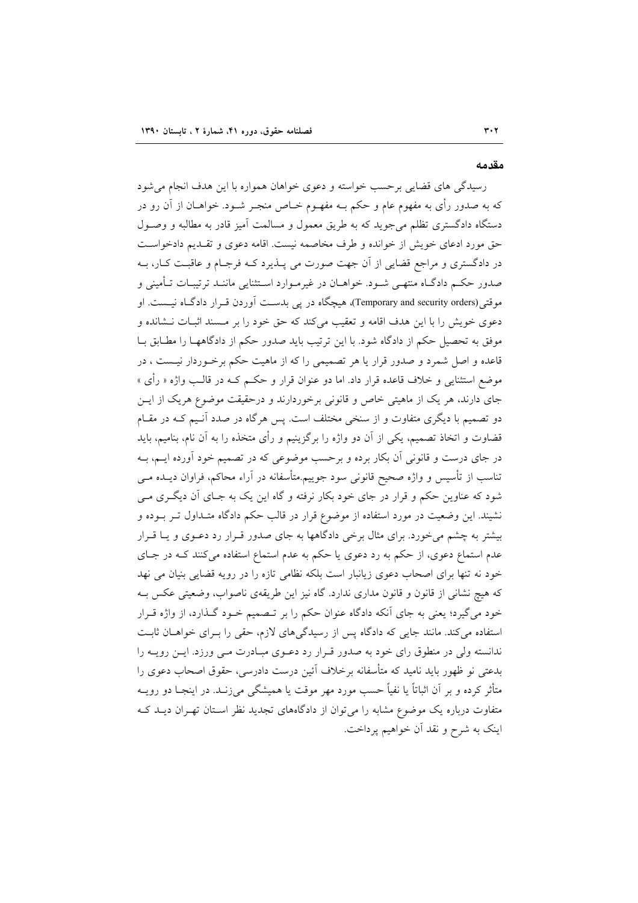## مقدمه

رسیدگی های قضایی برحسب خواسته و دعوی خواهان همواره با این هدف انجام می‌شود که به صدور رأی به مفهوم عام و حکم بـه مفهـوم خـاص منجـر شـود. خواهـان از آن رو در دستگاه دادگستری تظلم می‌جوید که به طریق معمول و مسالمت آمیز قادر به مطالبه و وصـول حق مورد ادعای خویش از خوانده و طرف مخاصمه نیست. اقامه دعوی و تقـدیم دادخواسـت در دادگستری و مراجع قضایی از آن جهت صورت می پـذیرد کـه فرجـام و عاقبـت کـار، بـه صدور حکـم دادگـاه منتهـی شـود. خواهـان در غیرمـوارد اسـتثنایی ماننـد ترتیبـات تـأمینی و موقتی(Temporary and security orders)، هیچگاه در پی بدسـت آوردن قـرار دادگـاه نیـست. او دعوی خویش را با این هدف اقامه و تعقیب می‌کند که حق خود را بر مـسند اثبـات نـشانده و موفق به تحصیل حکم از دادگاه شود. با این ترتیب باید صدور حکم از دادگاههـا را مطـابق بـا قاعده و اصل شمرد و صدور قرار یا هر تصمیمی را که از ماهیت حکم برخـوردار نیـست ، در موضع استثنایی و خلاف قاعده قرار داد. اما دو عنوان قرار و حکـم کـه در قالـب واژه « رأی » جای دارند، هر یک از ماهیتی خاص و قانونی برخوردارند و درحقیقت موضوع هریک از ایـن دو تصمیم با دیگری متفاوت و از سنخی مختلف است. پس هرگاه در صدد آنـیم کـه در مقـام قضاوت و اتخاذ تصمیم، یکی از آن دو واژه را برگزینیم و رأی متخذه را به آن نام، بنامیم، باید در جای درست و قانونی آن بکار برده و برحسب موضوعی که در تصمیم خود آورده ایـم، بـه تناسب از تأسیس و واژه صحیح قانونی سود جوییم.متأسفانه در آراء محاکم، فراوان دیـده مـی شود که عناوین حکم و قرار در جای خود بکار نرفته و گاه این یک به جـای آن دیگـری مـی نشیند. این وضعیت در مورد استفاده از موضوع قرار در قالب حکم دادگاه متـداول تـر بـوده و بیشتر به چشم می‌خورد. برای مثال برخی دادگاهها به جای صدور قـرار رد دعـوی و یـا قـرار عدم استماع دعوی، از حکم به رد دعوی یا حکم به عدم استماع استفاده می‌کنند کـه در جـای خود نه تنها برای اصحاب دعوی زیانبار است بلکه نظامی تازه را در رویه قضایی بنیان می نهد که هیچ نشانی از قانون و قانون مداری ندارد. گاه نیز این طریقه‌ی ناصواب، وضعیتی عکس بـه خود می‌گیرد؛ یعنی به جای آنکه دادگاه عنوان حکم را بر تـصمیم خـود گـذارد، از واژه قـرار استفاده می‌کند. مانند جایی که دادگاه پس از رسیدگی‌های لازم، حقی را بـرای خواهـان ثابـت ندانسته ولی در منطوق رای خود به صدور قـرار رد دعـوی مبـادرت مـی ورزد. ایـن رویـه را بدعتی نو ظهور باید نامید که متأسفانه برخلاف آئین درست دادرسی، حقوق اصحاب دعوی را متأثر کرده و بر آن اثباتاً یا نفیاً حسب مورد مهر موقت یا همیشگی می‌زنـد. در اینجـا دو رویـه متفاوت درباره یک موضوع مشابه را می‌توان از دادگاه‌های تجدید نظر اسـتان تهـران دیـد کـه اینک به شرح و نقد آن خواهیم پرداخت.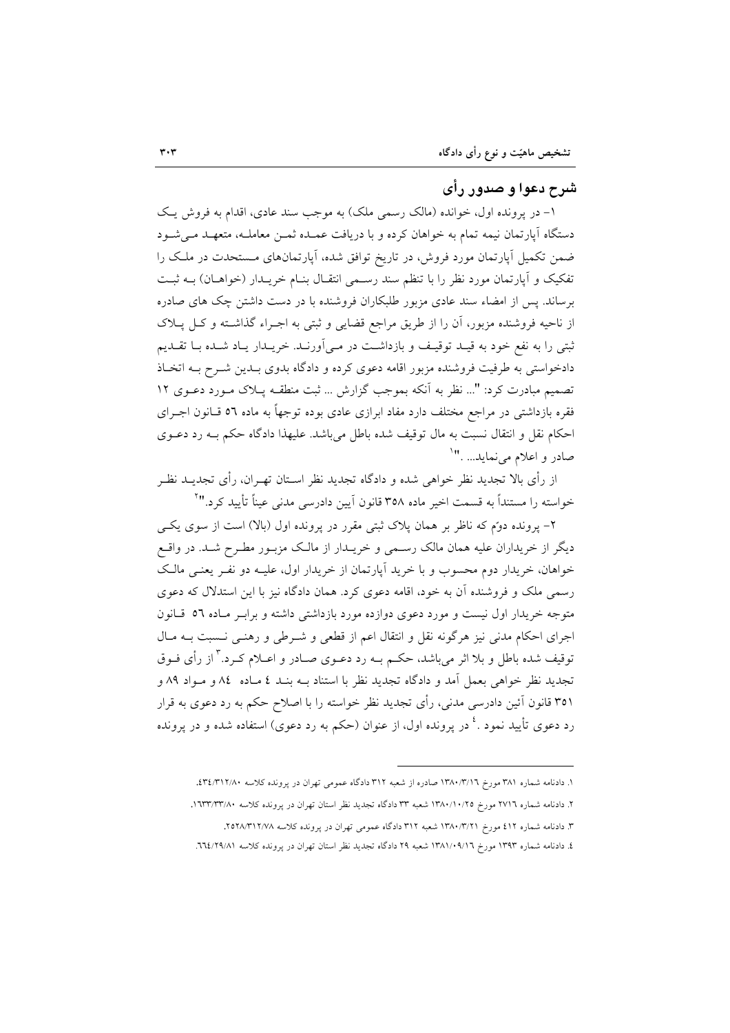## شرح دعوا و صدور رأی

۱- در پرونده اول، خوانده (مالک رسمی ملک) به موجب سند عادی، اقدام به فروش یک دستگاه آپارتمان نیمه تمام به خواهان کرده و با دریافت عمده ثمن معامله، متعهد می‌شود ضمن تکمیل آپارتمان مورد فروش، در تاریخ توافق شده، آپارتمان‌های مستحدث در ملک را تفکیک و آپارتمان مورد نظر را با تنظم سند رسمی انتقال بنام خریدار (خواهان) به ثبت برساند. پس از امضاء سند عادی مزبور طلبکاران فروشنده با در دست داشتن چک های صادره از ناحیه فروشنده مزبور، آن را از طریق مراجع قضایی و ثبتی به اجراء گذاشته و کل پلاک ثبتی را به نفع خود به قید توقیف و بازداشت در می‌آورند. خریدار یاد شده با تقدیم دادخواستی به طرفیت فروشنده مزبور اقامه دعوی کرده و دادگاه بدوی بدین شرح به اتخاذ تصمیم مبادرت کرد: "... نظر به آنکه بموجب گزارش ... ثبت منطقه پلاک مورد دعوی ۱۲ فقره بازداشتی در مراجع مختلف دارد مفاد ابرازی عادی بوده توجهاً به ماده ٥٦ قانون اجرای احکام نقل و انتقال نسبت به مال توقیف شده باطل می‌باشد. علیهذا دادگاه حکم به رد دعوی صادر و اعلام می‌نماید... ."[1]

از رأی بالا تجدید نظر خواهی شده و دادگاه تجدید نظر استان تهران، رأی تجدید نظر خواسته را مستنداً به قسمت اخیر ماده ۳۵۸ قانون آیین دادرسی مدنی عیناً تأیید کرد."[2]

۲- پرونده دوّم که ناظر بر همان پلاک ثبتی مقرر در پرونده اول (بالا) است از سوی یکی دیگر از خریداران علیه همان مالک رسمی و خریدار از مالک مزبور مطرح شد. در واقع خواهان، خریدار دوم محسوب و با خرید آپارتمان از خریدار اول، علیه دو نفر یعنی مالک رسمی ملک و فروشنده آن به خود، اقامه دعوی کرد. همان دادگاه نیز با این استدلال که دعوی متوجه خریدار اول نیست و مورد دعوی دوازده مورد بازداشتی داشته و برابر ماده ٥٦ قانون اجرای احکام مدنی نیز هرگونه نقل و انتقال اعم از قطعی و شرطی و رهنی نسبت به مال توقیف شده باطل و بلا اثر می‌باشد، حکم به رد دعوی صادر و اعلام کرد.[3] از رأی فوق تجدید نظر خواهی بعمل آمد و دادگاه تجدید نظر با استناد به بند ٤ ماده ٨٤ و مواد ٨٩ و ٣٥١ قانون آئین دادرسی مدنی، رأی تجدید نظر خواسته را با اصلاح حکم به رد دعوی به قرار رد دعوی تأیید نمود.[4] در پرونده اول، از عنوان (حکم به رد دعوی) استفاده شده و در پرونده

---

۱. دادنامه شماره ۳۸۱ مورخ ۱۳۸۰/۳/۱٦ صادره از شعبه ۳۱۲ دادگاه عمومی تهران در پرونده کلاسه ٤٣٤/٣١٢/٨٠.

۲. دادنامه شماره ۲۷۱٦ مورخ ۱۳۸۰/۱۰/۲٥ شعبه ۳۳ دادگاه تجدید نظر استان تهران در پرونده کلاسه ١٦٣٣/٣٣/٨٠.

۳. دادنامه شماره ٤١٢ مورخ ۱۳۸۰/۳/۲۱ شعبه ۳۱۲ دادگاه عمومی تهران در پرونده کلاسه ٢٥٢٨/٣١٢/٧٨.

٤. دادنامه شماره ۱۳۹۳ مورخ ۱۳۸۱/۰۹/۱٦ شعبه ۲۹ دادگاه تجدید نظر استان تهران در پرونده کلاسه ٦٦٤/٢٩/٨١.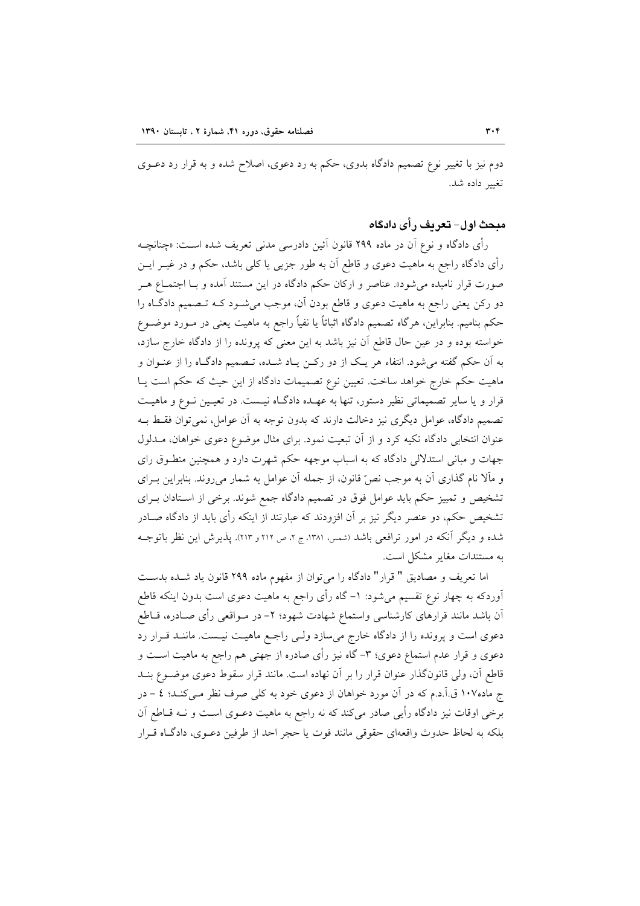دوم نیز با تغییر نوع تصمیم دادگاه بدوی، حکم به رد دعوی، اصلاح شده و به قرار رد دعـوی تغییر داده شد.

## مبحث اول- تعریف رأی دادگاه

رأی دادگاه و نوع آن در ماده ۲۹۹ قانون آئین دادرسی مدنی تعریف شده اسـت: «چنانچـه رأی دادگاه راجع به ماهیت دعوی و قاطع آن به طور جزیی یا کلی باشد، حکم و در غیـر ایـن صورت قرار نامیده می‌شود». عناصر و ارکان حکم دادگاه در این مستند آمده و بـا اجتمـاع هـر دو رکن یعنی راجع به ماهیت دعوی و قاطع بودن آن، موجب می‌شـود کـه تـصمیم دادگـاه را حکم بنامیم. بنابراین، هرگاه تصمیم دادگاه اثباتاً یا نفیاً راجع به ماهیت یعنی در مـورد موضـوع خواسته بوده و در عین حال قاطع آن نیز باشد به این معنی که پرونده را از دادگاه خارج سازد، به آن حکم گفته می‌شود. انتفاء هر یـک از دو رکـن یـاد شـده، تـصمیم دادگـاه را از عنـوان و ماهیت حکم خارج خواهد ساخت. تعیین نوع تصمیمات دادگاه از این حیث که حکم است یـا قرار و یا سایر تصمیماتی نظیر دستور، تنها به عهـده دادگـاه نیـست. در تعیـین نـوع و ماهیـت تصمیم دادگاه، عوامل دیگری نیز دخالت دارند که بدون توجه به آن عوامل، نمی‌توان فقـط بـه عنوان انتخابی دادگاه تکیه کرد و از آن تبعیت نمود. برای مثال موضوع دعوی خواهان، مـدلول جهات و مبانی استدلالی دادگاه که به اسباب موجهه حکم شهرت دارد و همچنین منطـوق رای و مآلا نام گذاری آن به موجب نصّ قانون، از جمله آن عوامل به شمار می‌روند. بنابراین بـرای تشخیص و تمییز حکم باید عوامل فوق در تصمیم دادگاه جمع شوند. برخی از اسـتادان بـرای تشخیص حکم، دو عنصر دیگر نیز بر آن افزودند که عبارتند از اینکه رأی باید از دادگاه صـادر شده و دیگر آنکه در امور ترافعی باشد (شمس، ۱۳۸۱، ج ۲، ص ۲۱۲ و ۲۱۳). پذیرش این نظر باتوجـه به مستندات مغایر مشکل است.

اما تعریف و مصادیق " قرار" دادگاه را می‌توان از مفهوم ماده ۲۹۹ قانون یاد شـده بدسـت آوردکه به چهار نوع تقسیم می‌شود: ۱- گاه رأی راجع به ماهیت دعوی است بدون اینکه قاطع آن باشد مانند قرارهای کارشناسی واستماع شهادت شهود؛ ۲- در مـواقعی رأی صـادره، قـاطع دعوی است و پرونده را از دادگاه خارج می‌سازد ولـی راجـع ماهیـت نیـست. ماننـد قـرار رد دعوی و قرار عدم استماع دعوی؛ ۳- گاه نیز رأی صادره از جهتی هم راجع به ماهیت اسـت و قاطع آن، ولی قانون‌گذار عنوان قرار را بر آن نهاده است. مانند قرار سقوط دعوی موضـوع بنـد ج ماده۱۰۷ ق.آ.د.م که در آن مورد خواهان از دعوی خود به کلی صرف نظر مـی‌کنـد؛ ٤ - در برخی اوقات نیز دادگاه رأیی صادر می‌کند که نه راجع به ماهیت دعـوی اسـت و نـه قـاطع آن بلکه به لحاظ حدوث واقعه‌ای حقوقی مانند فوت یا حجر احد از طرفین دعـوی، دادگـاه قـرار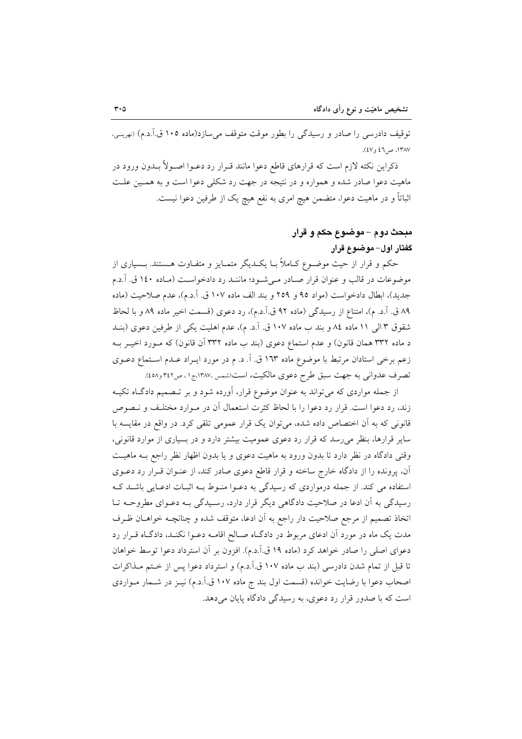توقیف دادرسی را صادر و رسیدگی را بطور موقت متوقف می‌سازد(ماده ۱۰۵ ق.آ.د.م) (نهرینی، ۱۳۸۷، ص۴۶ و۴۷).

ذکراین نکته لازم است که قرارهای قاطع دعوا مانند قرار رد دعوا اصولاً بدون ورود در ماهیت دعوا صادر شده و همواره و در نتیجه در جهت رد شکلی دعوا است و به همین علت اثباتاً و در ماهیت دعوا، متضمن هیچ امری به نفع هیچ یک از طرفین دعوا نیست.

## مبحث دوم - موضوع حکم و قرار

### گفتار اول- موضوع قرار

حکم و قرار از حیث موضوع کاملاً با یکدیگر متمایز و متفاوت هستند. بسیاری از موضوعات در قالب و عنوان قرار صادر می‌شود؛ مانند رد دادخواست (ماده ۱۴۰ ق. آ.د.م جدید)، ابطال دادخواست (مواد ۹۵ و ۲۵۹ و بند الف ماده ۱۰۷ ق. آ.د.م)، عدم صلاحیت (ماده ۸۹ ق. آ.د. م)، امتناع از رسیدگی (ماده ۹۲ ق.آ.د.م)، رد دعوی (قسمت اخیر ماده ۸۹ و با لحاظ شقوق ۳ الی ۱۱ ماده ۸۴ و بند ب ماده ۱۰۷ ق. آ.د. م)، عدم اهلیت یکی از طرفین دعوی (بند د ماده ۳۳۲ همان قانون) و عدم استماع دعوی (بند ب ماده ۳۳۲ آن قانون) که مورد اخیر به زعم برخی استادان مرتبط با موضوع ماده ۱۶۳ ق. آ. د. م در مورد ایراد عدم استماع دعوی تصرف عدوانی به جهت سبق طرح دعوی مالکیت، است(شمس ،۱۳۸۷،ج۱ ، ص۳۴۲ و۴۵۸).

از جمله مواردی که می‌تواند به عنوان موضوع قرار، آورده شود و بر تصمیم دادگاه تکیه زند، رد دعوا است. قرار رد دعوا را با لحاظ کثرت استعمال آن در موارد مختلف و نصوص قانونی که به آن اختصاص داده شده، می‌توان یک قرار عمومی تلقی کرد. در واقع در مقایسه با سایر قرارها، بنظر می‌رسد که قرار رد دعوی عمومیت بیشتر دارد و در بسیاری از موارد قانونی، وقتی دادگاه در نظر دارد تا بدون ورود به ماهیت دعوی و یا بدون اظهار نظر راجع به ماهیت آن، پرونده را از دادگاه خارج ساخته و قرار قاطع دعوی صادر کند، از عنوان قرار رد دعوی استفاده می کند. از جمله درمواردی که رسیدگی به دعوا منوط به اثبات ادعایی باشد که رسیدگی به آن ادعا در صلاحیت دادگاهی دیگر قرار دارد، رسیدگی به دعوای مطروحه تا اتخاذ تصمیم از مرجع صلاحیت دار راجع به آن ادعا، متوقف شده و چنانچه خواهان ظرف مدت یک ماه در مورد آن ادعای مربوط در دادگاه صالح اقامه دعوا نکند، دادگاه قرار رد دعوای اصلی را صادر خواهد کرد (ماده ۱۹ ق.آ.د.م). افزون بر آن استرداد دعوا توسط خواهان تا قبل از تمام شدن دادرسی (بند ب ماده ۱۰۷ ق.آ.د.م) و استرداد دعوا پس از ختم مذاکرات اصحاب دعوا با رضایت خوانده (قسمت اول بند ج ماده ۱۰۷ ق.آ.د.م) نیز در شمار مواردی است که با صدور قرار رد دعوی، به رسیدگی دادگاه پایان می‌دهد.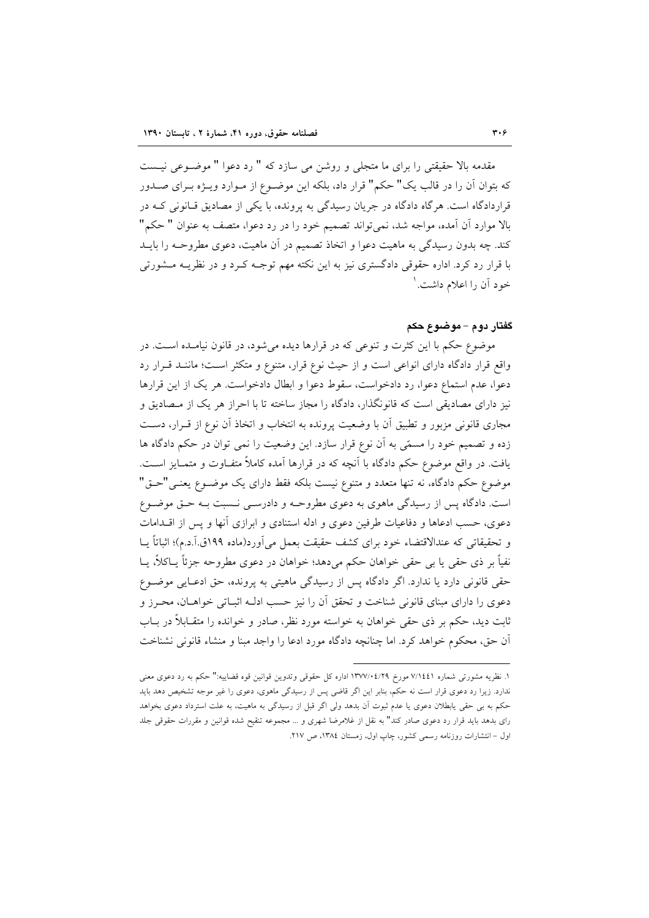مقدمه بالا حقیقتی را برای ما متجلی و روشن می سازد که " رد دعوا " موضـوعی نیـست که بتوان آن را در قالب یک" حکم" قرار داد، بلکه این موضـوع از مـوارد ویـژه بـرای صـدور قراردادگاه است. هرگاه دادگاه در جریان رسیدگی به پرونده، با یکی از مصادیق قـانونی کـه در بالا موارد آن آمده، مواجه شد، نمی‌تواند تصمیم خود را در رد دعوا، متصف به عنوان " حکم" کند. چه بدون رسیدگی به ماهیت دعوا و اتخاذ تصمیم در آن ماهیت، دعوی مطروحـه را بایـد با قرار رد کرد. اداره حقوقی دادگستری نیز به این نکته مهم توجـه کـرد و در نظریـه مـشورتی خود آن را اعلام داشت.[1]

## گفتار دوم - موضوع حکم

موضوع حکم با این کثرت و تنوعی که در قرارها دیده می‌شود، در قانون نیامـده اسـت. در واقع قرار دادگاه دارای انواعی است و از حیث نوع قرار، متنوع و متکثر اسـت؛ ماننـد قـرار رد دعوا، عدم استماع دعوا، رد دادخواست، سقوط دعوا و ابطال دادخواست. هر یک از این قرارها نیز دارای مصادیقی است که قانونگذار، دادگاه را مجاز ساخته تا با احراز هر یک از مـصادیق و مجاری قانونی مزبور و تطبیق آن با وضعیت پرونده به انتخاب و اتخاذ آن نوع از قـرار، دسـت زده و تصمیم خود را مسمّی به آن نوع قرار سازد. این وضعیت را نمی توان در حکم دادگاه ها یافت. در واقع موضوع حکم دادگاه با آنچه که در قرارها آمده کاملاً متفـاوت و متمـایز اسـت. موضوع حکم دادگاه، نه تنها متعدد و متنوع نیست بلکه فقط دارای یک موضـوع یعنـی"حـق" است. دادگاه پس از رسیدگی ماهوی به دعوی مطروحـه و دادرسـی نـسبت بـه حـق موضـوع دعوی، حسب ادعاها و دفاعیات طرفین دعوی و ادله استنادی و ابرازی آنها و پس از اقـدامات و تحقیقاتی که عندالاقتضاء خود برای کشف حقیقت بعمل می‌آورد(ماده ۱۹۹ق.آ.د.م)؛ اثباتاً یـا نفیاً بر ذی حقی یا بی حقی خواهان حکم می‌دهد؛ خواهان در دعوی مطروحه جزئاً یـاکلاً، یـا حقی قانونی دارد یا ندارد. اگر دادگاه پس از رسیدگی ماهیتی به پرونده، حق ادعـایی موضـوع دعوی را دارای مبنای قانونی شناخت و تحقق آن را نیز حسب ادلـه اثبـاتی خواهـان، محـرز و ثابت دید، حکم بر ذی حقی خواهان به خواسته مورد نظر، صادر و خوانده را متقـابلاً در بـاب آن حق، محکوم خواهد کرد. اما چنانچه دادگاه مورد ادعا را واجد مبنا و منشاء قانونی نشناخت

---

[1]. نظریه مشورتی شماره ۷/۱۴۴۱ مورخ ۱۳۷۷/۰۴/۲۹ اداره کل حقوقی وتدوین قوانین قوه قضاییه:" حکم به رد دعوی معنی ندارد. زیرا رد دعوی قرار است نه حکم، بنابر این اگر قاضی پس از رسیدگی ماهوی، دعوی را غیر موجه تشخیص دهد باید حکم به بی حقی یابطلان دعوی یا عدم ثبوت آن بدهد ولی اگر قبل از رسیدگی به ماهیت، به علت استرداد دعوی بخواهد رای بدهد باید قرار رد دعوی صادر کند" به نقل از غلامرضا شهری و ... مجموعه تنقیح شده قوانین و مقررات حقوقی جلد اول - انتشارات روزنامه رسمی کشور، چاپ اول، زمستان ۱۳۸۴، ص ۲۱۷.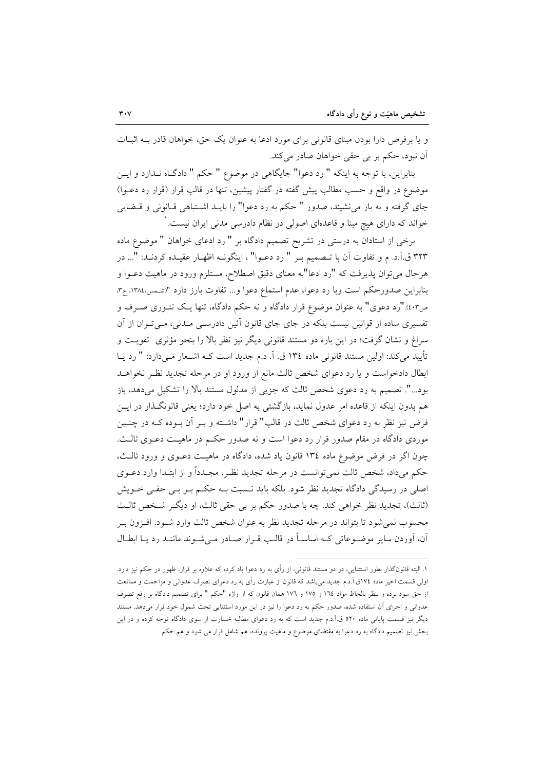و یا برفرض دارا بودن مبنای قانونی برای مورد ادعا به عنوان یک حق، خواهان قادر بـه اثبـات آن نبود، حکم بر بی حقی خواهان صادر می‌کند.

بنابراین، با توجه به اینکه " رد دعوا" جایگاهی در موضوع " حکم " دادگـاه نـدارد و ایـن موضوع در واقع و حسب مطالب پیش گفته در گفتار پیشین، تنها در قالب قرار (قرار رد دعـوا) جای گرفته و به بار می‌نشیند، صدور " حکم به رد دعوا" را بایـد اشـتباهی قـانونی و قـضایی خواند که دارای هیچ مبنا و قاعده‌ای اصولی در نظام دادرسی مدنی ایران نیست.[1]

برخی از استادان به درستی در تشریح تصمیم دادگاه بر " رد ادعای خواهان " موضوع ماده ۳۲۳ ق.آ.د. م و تفاوت آن با تـصمیم بـر " رد دعـوا" ، اینگونـه اظهـار عقیـده کردنـد: "... در هرحال می‌توان پذیرفت که "رد ادعا"به معنای دقیق اصطلاح، مستلزم ورود در ماهیت دعـوا و بنابراین صدورحکم است وبا رد دعوا، عدم استماع دعوا و... تفاوت بارز دارد "(شمس،۱۳۸٤، ج۳، ص٤٠۳)."رد دعوی" به عنوان موضوع قرار دادگاه و نه حکم دادگاه، تنها یـک تئـوری صـرف و تفسیری ساده از قوانین نیست بلکه در جای جای قانون آئین دادرسـی مـدنی، مـی‌تـوان از آن سراغ و نشان گرفت؛ در این باره دو مستند قانونی دیگر نیز نظر بالا را بنحو مؤثری تقویـت و تأیید می‌کند: اولین مستند قانونی ماده ۱۳٤ ق. آ. د.م جدید است کـه اشـعار مـی‌دارد: " رد یـا ابطال دادخواست و یا رد دعوای شخص ثالث مانع از ورود او در مرحله تجدید نظـر نخواهـد بود...". تصمیم به رد دعوی شخص ثالث که جزیی از مدلول مستند بالا را تشکیل می‌دهد، باز هم بدون اینکه از قاعده امر عدول نماید، بازگشتی به اصل خود دارد؛ یعنی قانونگـذار در ایـن فرض نیز نظر به رد دعوای شخص ثالث در قالب" قرار" داشـته و بـر آن بـوده کـه در چنـین موردی دادگاه در مقام صدور قرار رد دعوا است و نه صدور حکـم در ماهیـت دعـوی ثالـث. چون اگر در فرض موضوع ماده ۱۳٤ قانون یاد شده، دادگاه در ماهیـت دعـوی و ورود ثالـث، حکم می‌داد، شخص ثالث نمی‌توانست در مرحله تجدید نظـر، مجـدداً و از ابتـدا وارد دعـوی اصلی در رسیدگی دادگاه تجدید نظر شود. بلکه باید نـسبت بـه حکـم بـر بـی حقـی خـویش (ثالث)، تجدید نظر خواهی کند. چه با صدور حکم بر بی حقی ثالث، او دیگـر شـخص ثالـث محسوب نمی‌شود تا بتواند در مرحله تجدید نظر به عنوان شخص ثالث وارد شـود. افـزون بـر آن، آوردن سایر موضـوعاتی کـه اساسـاً در قالـب قـرار صـادر مـی‌شـوند ماننـد رد یـا ابطـال

---

[1] البته قانونگذار بطور استثنایی، در دو مستند قانونی، از رأی به رد دعوا یاد کرده که علاوه بر قرار، ظهور در حکم نیز دارد. اولی قسمت اخیر ماده ۱۷٤ق.آ.د.م جدید می‌باشد که قانون از عبارت رأی به رد دعوای تصرف عدوانی و مزاحمت و ممانعت از حق سود برده و بنظر بالحاظ مواد ۱٦٤ و ۱۷۵ و ۱۷٦ همان قانون که از واژه "حکم " برای تصمیم دادگاه بر رفع تصرف عدوانی و اجرای آن استفاده شده، صدور حکم به رد دعوا را نیز در این مورد استثنایی تحت شمول خود قرار می‌دهد. مستند دیگر نیز قسمت پایانی ماده ۵۲۰ ق.آ.د.م جدید است که به رد دعوای مطالبه خسارت از سوی دادگاه توجه کرده و در این بخش نیز تصمیم دادگاه به رد دعوا به مقتضای موضوع و ماهیت پرونده، هم شامل قرار می شود و هم حکم.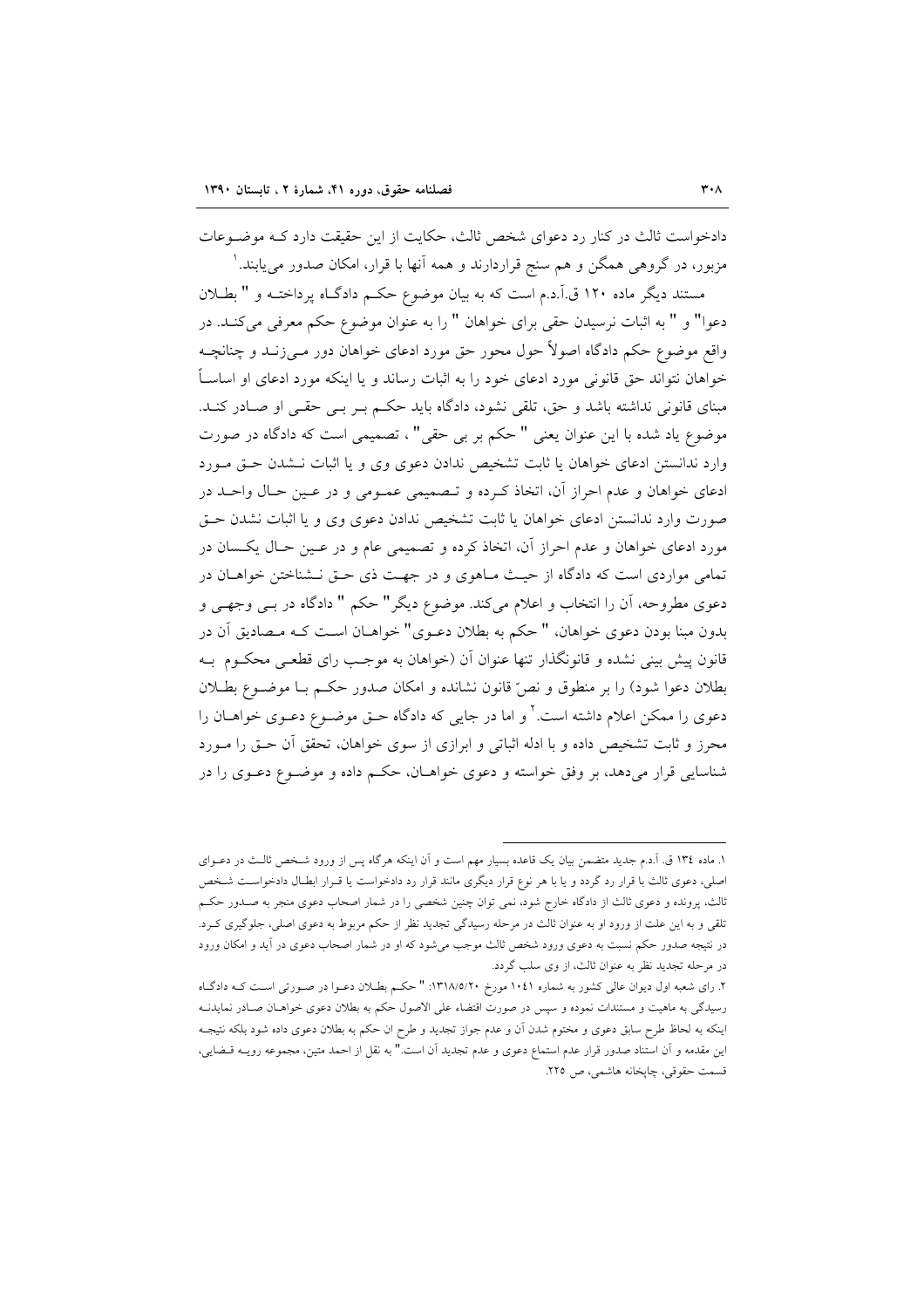دادخواست ثالث در کنار رد دعوای شخص ثالث، حکایت از این حقیقت دارد کـه موضـوعات مزبور، در گروهی همگن و هم سنج قراردارند و همه آنها با قرار، امکان صدور می‌یابند.[1]

مستند دیگر ماده ۱۲۰ ق.آ.د.م است که به بیان موضوع حکـم دادگـاه پرداختـه و " بطـلان دعوا" و " به اثبات نرسیدن حقی برای خواهان " را به عنوان موضوع حکم معرفی می‌کنـد. در واقع موضوع حکم دادگاه اصولاً حول محور حق مورد ادعای خواهان دور مـی‌زنـد و چنانچـه خواهان نتواند حق قانونی مورد ادعای خود را به اثبات رساند و یا اینکه مورد ادعای او اساسـاً مبنای قانونی نداشته باشد و حق، تلقی نشود، دادگاه باید حکـم بـر بـی حقـی او صـادر کنـد. موضوع یاد شده با این عنوان یعنی " حکم بر بی حقی" ، تصمیمی است که دادگاه در صورت وارد ندانستن ادعای خواهان یا ثابت تشخیص ندادن دعوی وی و یا اثبات نـشدن حـق مـورد ادعای خواهان و عدم احراز آن، اتخاذ کـرده و تـصمیمی عمـومی و در عـین حـال واحـد در صورت وارد ندانستن ادعای خواهان یا ثابت تشخیص ندادن دعوی وی و یا اثبات نشدن حـق مورد ادعای خواهان و عدم احراز آن، اتخاذ کرده و تصمیمی عام و در عـین حـال یکـسان در تمامی مواردی است که دادگاه از حیـث مـاهوی و در جهـت ذی حـق نـشناختن خواهـان در دعوی مطروحه، آن را انتخاب و اعلام می‌کند. موضوع دیگر" حکم " دادگاه در بـی وجهـی و بدون مبنا بودن دعوی خواهان، " حکم به بطلان دعـوی" خواهـان اسـت کـه مـصادیق آن در قانون پیش بینی نشده و قانونگذار تنها عنوان آن (خواهان به موجـب رای قطعـی محکـوم بـه بطلان دعوا شود) را بر منطوق و نصّ قانون نشانده و امکان صدور حکـم بـا موضـوع بطـلان دعوی را ممکن اعلام داشته است.[2] و اما در جایی که دادگاه حـق موضـوع دعـوی خواهـان را محرز و ثابت تشخیص داده و با ادله اثباتی و ابرازی از سوی خواهان، تحقق آن حـق را مـورد شناسایی قرار می‌دهد، بر وفق خواسته و دعوی خواهـان، حکـم داده و موضـوع دعـوی را در

---

۱. ماده ۱۳٤ ق. آ.د.م جدید متضمن بیان یک قاعده بسیار مهم است و آن اینکه هرگاه پس از ورود شـخص ثالـث در دعـوای اصلی، دعوی ثالث با قرار رد گردد و یا با هر نوع قرار دیگری مانند قرار رد دادخواست یا قـرار ابطـال دادخواسـت شـخص ثالث، پرونده و دعوی ثالث از دادگاه خارج شود، نمی توان چنین شخصی را در شمار اصحاب دعوی منجر به صـدور حکـم تلقی و به این علت از ورود او به عنوان ثالث در مرحله رسیدگی تجدید نظر از حکم مربوط به دعوی اصلی، جلوگیری کـرد. در نتیجه صدور حکم نسبت به دعوی ورود شخص ثالث موجب می‌شود که او در شمار اصحاب دعوی در آید و امکان ورود در مرحله تجدید نظر به عنوان ثالث، از وی سلب گردد.

۲. رای شعبه اول دیوان عالی کشور به شماره ۱۰٤۱ مورخ ۱۳۱۸/۵/۲۰: " حکـم بطـلان دعـوا در صـورتی اسـت کـه دادگـاه رسیدگی به ماهیت و مستندات نموده و سپس در صورت اقتضاء علی الاصول حکم به بطلان دعوی خواهـان صـادر نمایدنـه اینکه به لحاظ طرح سابق دعوی و مختوم شدن آن و عدم جواز تجدید و طرح ان حکم به بطلان دعوی داده شود بلکه نتیجـه این مقدمه و آن استناد صدور قرار عدم استماع دعوی و عدم تجدید آن است." به نقل از احمد متین، مجموعه رویـه قـضایی، قسمت حقوقی، چاپخانه هاشمی، ص ۲۲۵.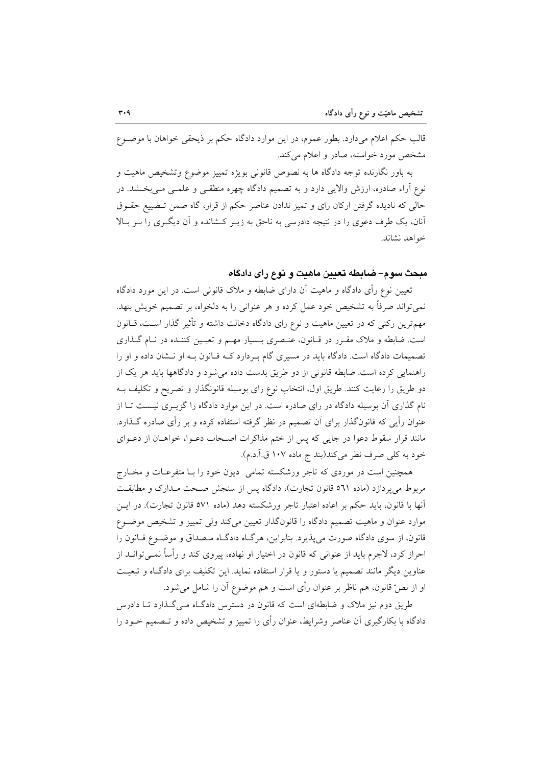قالب حکم اعلام می‌دارد. بطور عموم، در این موارد دادگاه حکم بر ذیحقی خواهان با موضـوع مشخص مورد خواسته، صادر و اعلام می‌کند.

به باور نگارنده توجه دادگاه ها به نصوص قانونی بویژه تمییز موضوع وتشخیص ماهیت و نوع آراء صادره، ارزش والایی دارد و به تصمیم دادگاه چهره منطقـی و علمـی مـی‌بخـشد. در حالی که نادیده گرفتن ارکان رای و تمیز ندادن عناصر حکم از قرار، گاه ضمن تـضییع حقـوق آنان، یک طرف دعوی را در نتیجه دادرسی به ناحق به زیـر کـشانده و آن دیگـری را بـر بـالا خواهد نشاند.

### مبحث سوم- ضابطه تعیین ماهیت و نوع رای دادگاه

تعیین نوع رأی دادگاه و ماهیت آن دارای ضابطه و ملاک قانونی است. در این مورد دادگاه نمی‌تواند صرفاً به تشخیص خود عمل کرده و هر عنوانی را به دلخواه، بر تصمیم خویش بنهد. مهم‌ترین رکنی که در تعیین ماهیت و نوع رای دادگاه دخالت داشته و تأثیر گذار اسـت، قـانون است. ضابطه و ملاک مقـرر در قـانون، عنـصری بـسیار مهـم و تعیـین کننـده در نـام گـذاری تصمیمات دادگاه است. دادگاه باید در مسیری گام بـردارد کـه قـانون بـه او نـشان داده و او را راهنمایی کرده است. ضابطه قانونی از دو طریق بدست داده می‌شود و دادگاهها باید هر یک از دو طریق را رعایت کنند. طریق اول، انتخاب نوع رای بوسیله قانونگذار و تصریح و تکلیف بـه نام گذاری آن بوسیله دادگاه در رای صادره است. در این موارد دادگاه را گزیـری نیـست تـا از عنوان رأیی که قانون‌گذار برای آن تصمیم در نظر گرفته استفاده کرده و بر رأی صادره گـذارد. مانند قرار سقوط دعوا در جایی که پس از ختم مذاکرات اصـحاب دعـوا، خواهـان از دعـوای خود به کلی صرف نظر می‌کند(بند ج ماده ۱۰۷ ق.آ.د.م).

همچنین است در موردی که تاجر ورشکسته تمامی دیون خود را بـا متفرعـات و مخـارج مربوط می‌پردازد (ماده ٥٦١ قانون تجارت)، دادگاه پس از سنجش صـحت مـدارک و مطابقـت آنها با قانون، باید حکم بر اعاده اعتبار تاجر ورشکسته دهد (ماده ٥٧١ قانون تجارت). در ایـن موارد عنوان و ماهیت تصمیم دادگاه را قانون‌گذار تعیین می‌کند ولی تمییز و تشخیص موضـوع قانون، از سوی دادگاه صورت می‌پذیرد. بنابراین، هرگـاه دادگـاه مـصداق و موضـوع قـانون را احراز کرد، لاجرم باید از عنوانی که قانون در اختیار او نهاده، پیروی کند و رأساً نمـی‌توانـد از عناوین دیگر مانند تصمیم یا دستور و یا قرار استفاده نماید. این تکلیف برای دادگـاه و تبعیـت او از نصّ قانون، هم ناظر بر عنوان رأی است و هم موضوع آن را شامل می‌شود.

طریق دوم نیز ملاک و ضابطه‌ای است که قانون در دسترس دادگـاه مـی‌گـذارد تـا دادرس دادگاه با بکارگیری آن عناصر وشرایط، عنوان رأی را تمییز و تشخیص داده و تـصمیم خـود را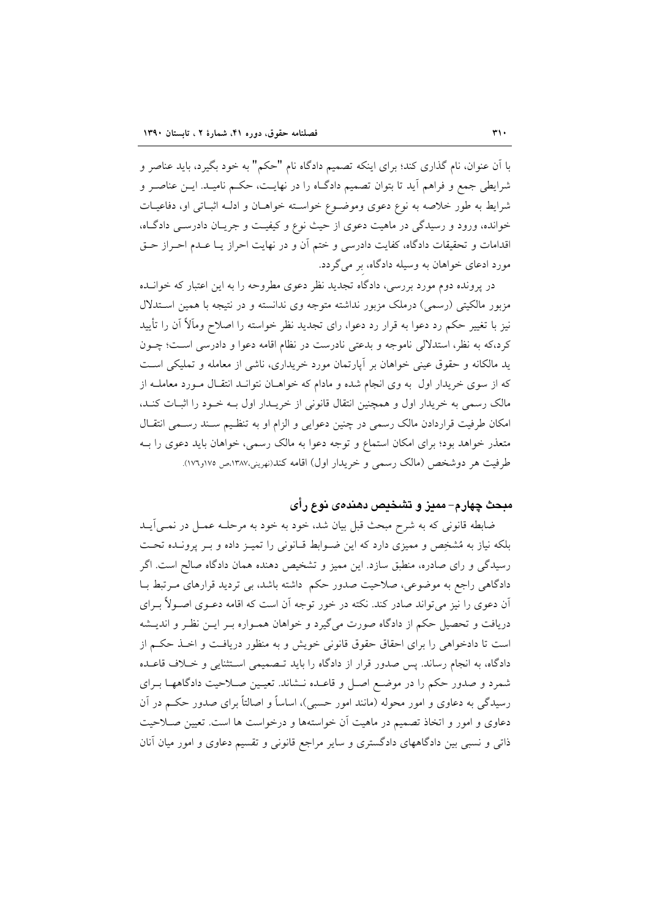با آن عنوان، نام گذاری کند؛ برای اینکه تصمیم دادگاه نام "حکم" به خود بگیرد، باید عناصر و شرایطی جمع و فراهم آید تا بتوان تصمیم دادگاه را در نهایت، حکم نامید. این عناصر و شرایط به طور خلاصه به نوع دعوی وموضوع خواسته خواهان و ادله اثباتی او، دفاعیات خوانده، ورود و رسیدگی در ماهیت دعوی از حیث نوع و کیفیت و جریان دادرسی دادگاه، اقدامات و تحقیقات دادگاه، کفایت دادرسی و ختم آن و در نهایت احراز یا عدم احراز حق مورد ادعای خواهان به وسیله دادگاه، بر میگردد.

در پرونده دوم مورد بررسی، دادگاه تجدید نظر دعوی مطروحه را به این اعتبار که خوانده مزبور مالکیتی (رسمی) درملک مزبور نداشته متوجه وی ندانسته و در نتیجه با همین استدلال نیز با تغییر حکم رد دعوا به قرار رد دعوا، رای تجدید نظر خواسته را اصلاح ومآلاً آن را تأیید کرد،که به نظر، استدلالی ناموجه و بدعتی نادرست در نظام اقامه دعوا و دادرسی است؛ چون ید مالکانه و حقوق عینی خواهان بر آپارتمان مورد خریداری، ناشی از معامله و تملیکی است که از سوی خریدار اول به وی انجام شده و مادام که خواهان نتواند انتقال مورد معامله از مالک رسمی به خریدار اول و همچنین انتقال قانونی از خریدار اول به خود را اثبات کند، امکان طرفیت قراردادن مالک رسمی در چنین دعوایی و الزام او به تنظیم سند رسمی انتقال متعذر خواهد بود؛ برای امکان استماع و توجه دعوا به مالک رسمی، خواهان باید دعوی را به طرفیت هر دوشخص (مالک رسمی و خریدار اول) اقامه کند(نهرینی،۱۳۸۷،ص ۱۷۵و۱۷۶).

## مبحث چهارم- ممیز و تشخیص دهندهی نوع رأی

ضابطه قانونی که به شرح مبحث قبل بیان شد، خود به خود به مرحله عمل در نمیآید بلکه نیاز به مُشخِص و ممیزی دارد که این ضوابط قانونی را تمیز داده و بر پرونده تحت رسیدگی و رای صادره، منطبق سازد. این ممیز و تشخیص دهنده همان دادگاه صالح است. اگر دادگاهی راجع به موضوعی، صلاحیت صدور حکم داشته باشد، بی تردید قرارهای مرتبط با آن دعوی را نیز میتواند صادر کند. نکته در خور توجه آن است که اقامه دعوی اصولاً برای دریافت و تحصیل حکم از دادگاه صورت میگیرد و خواهان همواره بر این نظر و اندیشه است تا دادخواهی را برای احقاق حقوق قانونی خویش و به منظور دریافت و اخذ حکم از دادگاه، به انجام رساند. پس صدور قرار از دادگاه را باید تصمیمی استثنایی و خلاف قاعده شمرد و صدور حکم را در موضع اصل و قاعده نشاند. تعیین صلاحیت دادگاهها برای رسیدگی به دعاوی و امور محوله (مانند امور حسبی)، اساساً و اصالتاً برای صدور حکم در آن دعاوی و امور و اتخاذ تصمیم در ماهیت آن خواستهها و درخواست ها است. تعیین صلاحیت ذاتی و نسبی بین دادگاههای دادگستری و سایر مراجع قانونی و تقسیم دعاوی و امور میان آنان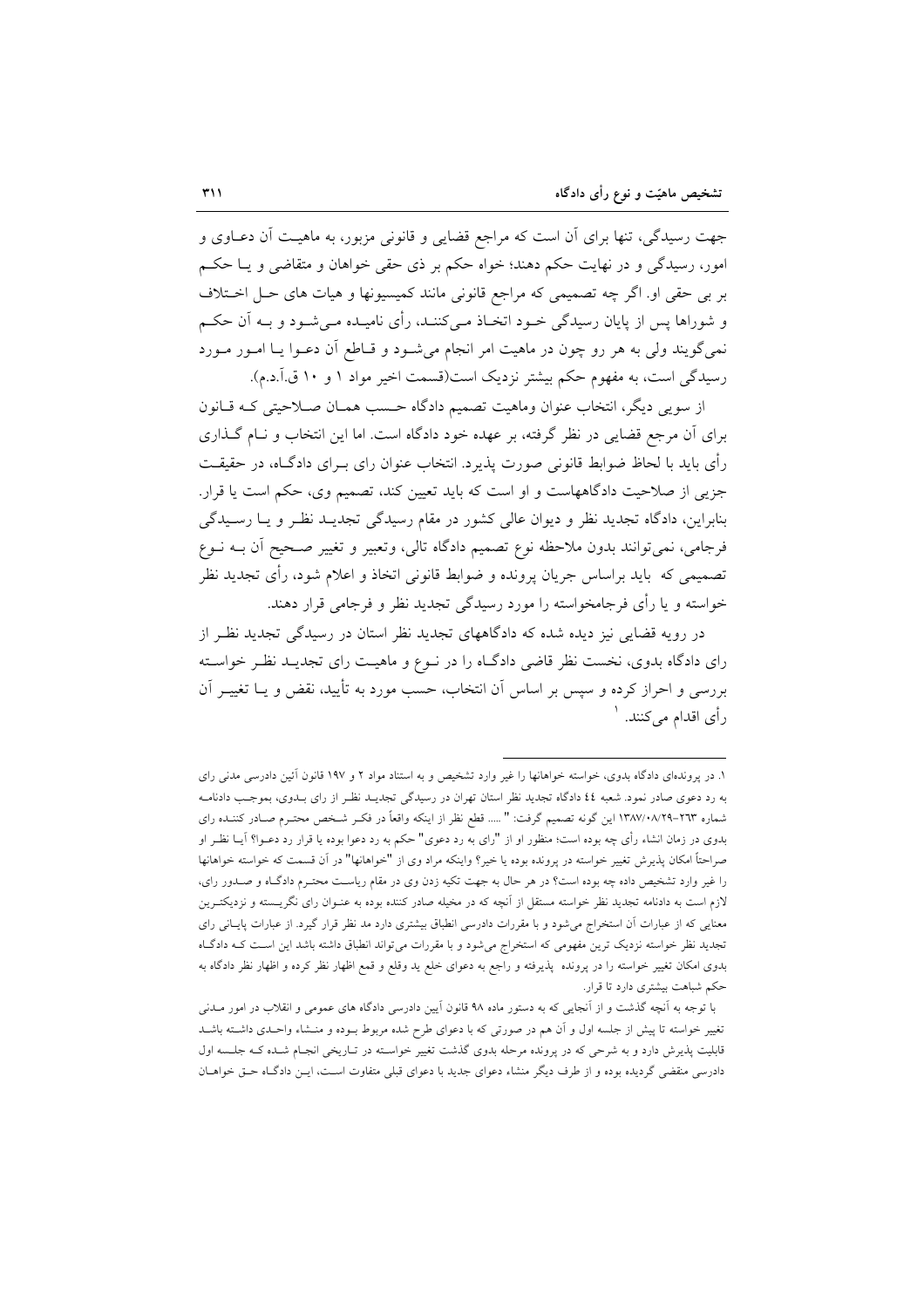جهت رسیدگی، تنها برای آن است که مراجع قضایی و قانونی مزبور، به ماهیت آن دعـاوی و امور، رسیدگی و در نهایت حکم دهند؛ خواه حکم بر ذی حقی خواهان و متقاضی و یـا حکـم بر بی حقی او. اگر چه تصمیمی که مراجع قانونی مانند کمیسیونها و هیات های حـل اخـتلاف و شوراها پس از پایان رسیدگی خـود اتخـاذ مـی‌کننـد، رأی نامیـده مـی‌شـود و بـه آن حکـم نمی‌گویند ولی به هر رو چون در ماهیت امر انجام می‌شـود و قـاطع آن دعـوا یـا امـور مـورد رسیدگی است، به مفهوم حکم بیشتر نزدیک است(قسمت اخیر مواد ۱ و ۱۰ ق.آ.د.م).

از سویی دیگر، انتخاب عنوان وماهیت تصمیم دادگاه حـسب همـان صـلاحیتی کـه قـانون برای آن مرجع قضایی در نظر گرفته، بر عهده خود دادگاه است. اما این انتخاب و نـام گـذاری رأی باید با لحاظ ضوابط قانونی صورت پذیرد. انتخاب عنوان رای بـرای دادگـاه، در حقیقـت جزیی از صلاحیت دادگاههاست و او است که باید تعیین کند، تصمیم وی، حکم است یا قرار. بنابراین، دادگاه تجدید نظر و دیوان عالی کشور در مقام رسیدگی تجدیـد نظـر و یـا رسـیدگی فرجامی، نمی‌توانند بدون ملاحظه نوع تصمیم دادگاه تالی، وتعبیر و تغییر صـحیح آن بـه نـوع تصمیمی که باید براساس جریان پرونده و ضوابط قانونی اتخاذ و اعلام شود، رأی تجدید نظر خواسته و یا رأی فرجامخواسته را مورد رسیدگی تجدید نظر و فرجامی قرار دهند.

در رویه قضایی نیز دیده شده که دادگاههای تجدید نظر استان در رسیدگی تجدید نظـر از رای دادگاه بدوی، نخست نظر قاضی دادگاه را در نـوع و ماهیـت رای تجدیـد نظـر خواسـته بررسی و احراز کرده و سپس بر اساس آن انتخاب، حسب مورد به تأیید، نقض و یـا تغییـر آن رأی اقدام می‌کنند. [۱]

---

۱. در پرونده‌ای دادگاه بدوی، خواسته خواهانها را غیر وارد تشخیص و به استناد مواد ۲ و ۱۹۷ قانون آئین دادرسی مدنی رای به رد دعوی صادر نمود. شعبه ٤٤ دادگاه تجدید نظر استان تهران در رسیدگی تجدیـد نظـر از رای بـدوی، بموجـب دادنامـه شماره ۲٦۳-۱۳۸۷/۰۸/۲۹ این گونه تصمیم گرفت: " ..... قطع نظر از اینکه واقعاً در فکـر شـخص محتـرم صـادر کننـده رای بدوی در زمان انشاء رأی چه بوده است؛ منظور او از "رای به رد دعوی" حکم به رد دعوا بوده یا قرار رد دعـوا؟ آیـا نظـر او صراحتاً امکان پذیرش تغییر خواسته در پرونده بوده یا خیر؟ واینکه مراد وی از "خواهانها" در آن قسمت که خواسته خواهانها را غیر وارد تشخیص داده چه بوده است؟ در هر حال به جهت تکیه زدن وی در مقام ریاسـت محتـرم دادگـاه و صـدور رای، لازم است به دادنامه تجدید نظر خواسته مستقل از آنچه که در مخیله صادر کننده بوده به عنـوان رای نگریـسته و نزدیکتـرین معنایی که از عبارات آن استخراج می‌شود و با مقررات دادرسی انطباق بیشتری دارد مد نظر قرار گیرد. از عبارات پایـانی رای تجدید نظر خواسته نزدیک ترین مفهومی که استخراج می‌شود و با مقررات می‌تواند انطباق داشته باشد این اسـت کـه دادگـاه بدوی امکان تغییر خواسته را در پرونده پذیرفته و راجع به دعوای خلع ید وقلع و قمع اظهار نظر کرده و اظهار نظر دادگاه به حکم شباهت بیشتری دارد تا قرار.

با توجه به آنچه گذشت و از آنجایی که به دستور ماده ۹۸ قانون آیین دادرسی دادگاه های عمومی و انقلاب در امور مـدنی تغییر خواسته تا پیش از جلسه اول و آن هم در صورتی که با دعوای طرح شده مربوط بـوده و منـشاء واحـدی داشـته باشـد قابلیت پذیرش دارد و به شرحی که در پرونده مرحله بدوی گذشت تغییر خواسـته در تـاریخی انجـام شـده کـه جلـسه اول دادرسی منقضی گردیده بوده و از طرف دیگر منشاء دعوای جدید با دعوای قبلی متفاوت اسـت، ایـن دادگـاه حـق خواهـان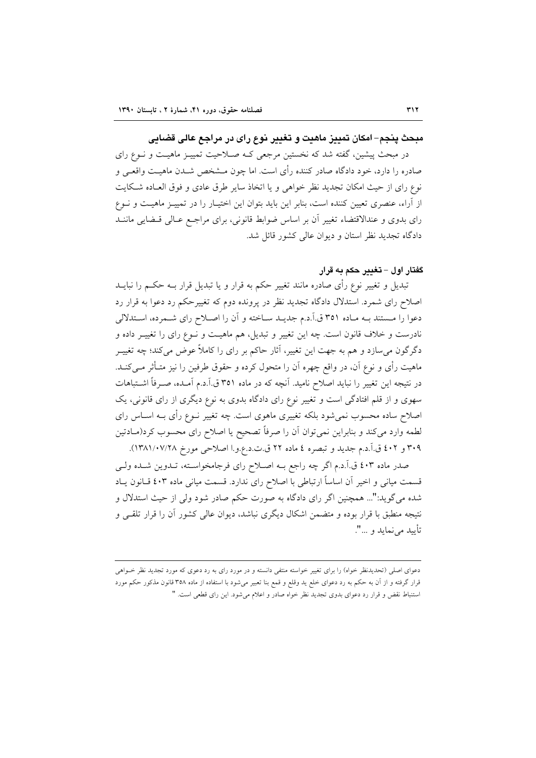## مبحث پنجم- امکان تمیز ماهیت و تغییر نوع رای در مراجع عالی قضایی

در مبحث پیشین، گفته شد که نخستین مرجعی که صلاحیت تمییز ماهیت و نوع رای صادره را دارد، خود دادگاه صادر کننده رأی است. اما چون مشخص شدن ماهیت واقعی و نوع رای از حیث امکان تجدید نظر خواهی و یا اتخاذ سایر طرق عادی و فوق العاده شکایت از آراء، عنصری تعیین کننده است، بنابر این باید بتوان این اختیار را در تمییز ماهیت و نوع رای بدوی و عندالاقتضاء تغییر آن بر اساس ضوابط قانونی، برای مراجع عالی قضایی مانند دادگاه تجدید نظر استان و دیوان عالی کشور قائل شد.

### گفتار اول – تغییر حکم به قرار

تبدیل و تغییر نوع رأی صادره مانند تغییر حکم به قرار و یا تبدیل قرار به حکم را نباید اصلاح رای شمرد. استدلال دادگاه تجدید نظر در پرونده دوم که تغییرحکم رد دعوا به قرار رد دعوا را مستند به ماده ۳۵۱ ق.آ.د.م جدید ساخته و آن را اصلاح رای شمرده، استدلالی نادرست و خلاف قانون است. چه این تغییر و تبدیل، هم ماهیت و نوع رای را تغییر داده و دگرگون می‌سازد و هم به جهت این تغییر، آثار حاکم بر رای را کاملاً عوض می‌کند؛ چه تغییر ماهیت رأی و نوع آن، در واقع چهره آن را متحول کرده و حقوق طرفین را نیز متأثر می‌کند. در نتیجه این تغییر را نباید اصلاح نامید. آنچه که در ماده ۳۵۱ ق.آ.د.م آمده، صرفاً اشتباهات سهوی و از قلم افتادگی است و تغییر نوع رای دادگاه بدوی به نوع دیگری از رای قانونی، یک اصلاح ساده محسوب نمی‌شود بلکه تغییری ماهوی است. چه تغییر نوع رأی به اساس رای لطمه وارد می‌کند و بنابراین نمی‌توان آن را صرفاً تصحیح یا اصلاح رای محسوب کرد(مادتین ۳۰۹ و ٤٠٢ ق.آ.د.م جدید و تبصره ٤ ماده ۲۲ ق.ت.د.ع.و.ا اصلاحی مورخ ۱۳۸۱/۰۷/۲۸).

صدر ماده ٤٠٣ ق.آ.د.م اگر چه راجع به اصلاح رای فرجامخواسته، تدوین شده ولی قسمت میانی و اخیر آن اساساً ارتباطی با اصلاح رای ندارد. قسمت میانی ماده ٤٠٣ قانون یاد شده می‌گوید:"... همچنین اگر رای دادگاه به صورت حکم صادر شود ولی از حیث استدلال و نتیجه منطبق با قرار بوده و متضمن اشکال دیگری نباشد، دیوان عالی کشور آن را قرار تلقی و تأیید می‌نماید و ...".

---

دعوای اصلی (تجدیدنظر خواه) را برای تغییر خواسته منتفی دانسته و در مورد رای به رد دعوی که مورد تجدید نظر خواهی قرار گرفته و از آن به حکم به رد دعوای خلع ید وقلع و قمع بنا تعبیر می‌شود با استفاده از ماده ۳۵۸ قانون مذکور حکم مورد استنباط نقض و قرار رد دعوای بدوی تجدید نظر خواه صادر و اعلام می‌شود. این رای قطعی است. "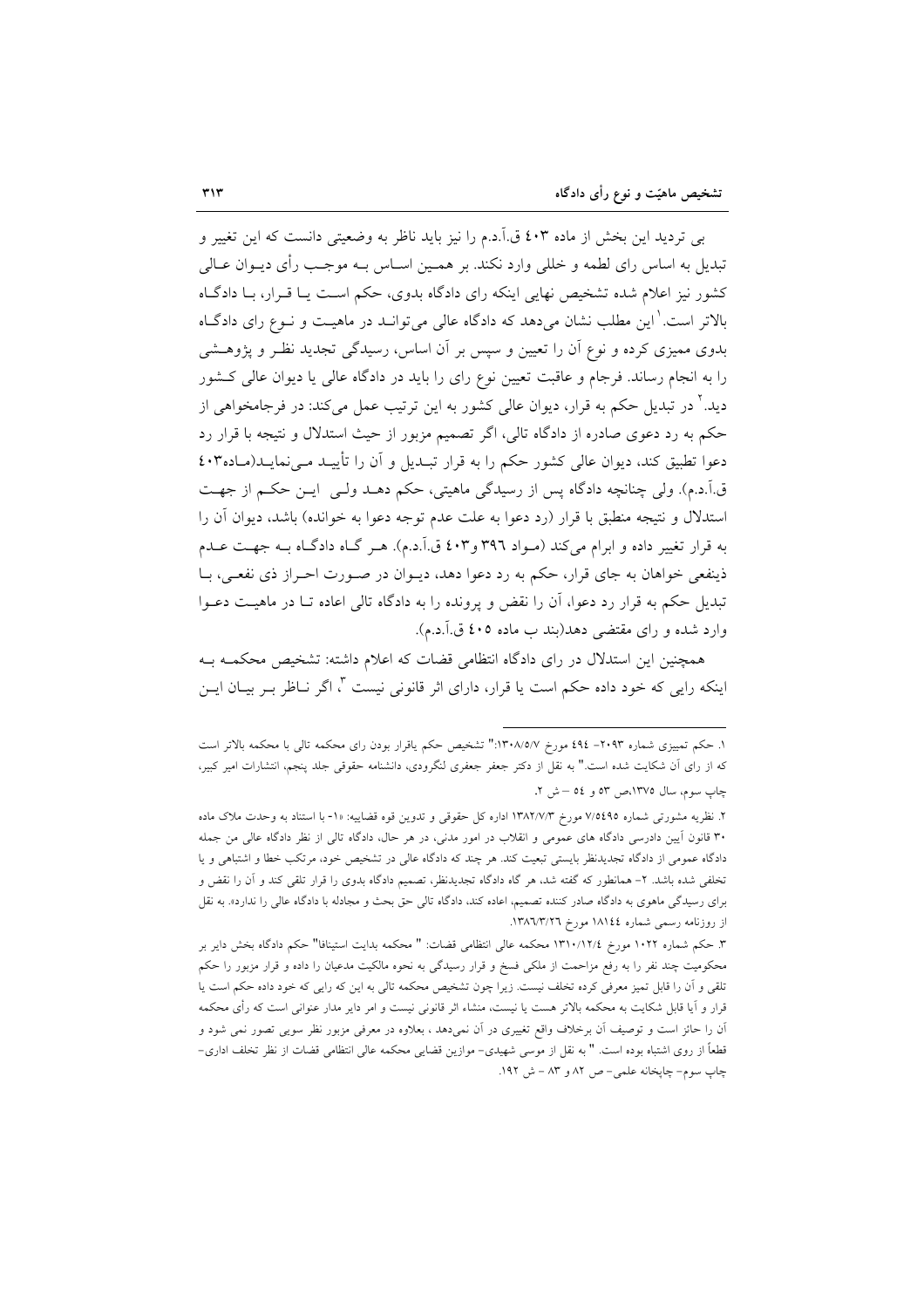بی تردید این بخش از ماده ۴۰۳ ق.آ.د.م را نیز باید ناظر به وضعیتی دانست که این تغییر و تبدیل به اساس رای لطمه و خللی وارد نکند. بر همین اساس بـه موجب رأی دیـوان عـالی کشور نیز اعلام شده تشخیص نهایی اینکه رای دادگاه بدوی، حکم است یـا قـرار، بـا دادگـاه بالاتر است.[1] این مطلب نشان می‌دهد که دادگاه عالی می‌توانـد در ماهیـت و نـوع رای دادگـاه بدوی مميزی کرده و نوع آن را تعیین و سپس بر آن اساس، رسیدگی تجدید نظـر و پژوهـشی را به انجام رساند. فرجام و عاقبت تعیین نوع رای را باید در دادگاه عالی یا دیوان عالی کـشور دید.[2] در تبدیل حکم به قرار، دیوان عالی کشور به این ترتیب عمل می‌کند: در فرجامخواهی از حکم به رد دعوی صادره از دادگاه تالی، اگر تصمیم مزبور از حیث استدلال و نتیجه با قرار رد دعوا تطبیق کند، دیوان عالی کشور حکم را به قرار تبـدیل و آن را تأییـد مـی‌نمایـد(مـاده۴۰۳ ق.آ.د.م). ولی چنانچه دادگاه پس از رسیدگی ماهیتی، حکم دهـد ولـی ایـن حکـم از جهـت استدلال و نتیجه منطبق با قرار (رد دعوا به علت عدم توجه دعوا به خوانده) باشد، دیوان آن را به قرار تغییر داده و ابرام می‌کند (مـواد ۳۹۶ و۴۰۳ ق.آ.د.م). هـر گـاه دادگـاه بـه جهـت عـدم ذینفعی خواهان به جای قرار، حکم به رد دعوا دهد، دیـوان در صـورت احـراز ذی نفعـی، بـا تبدیل حکم به قرار رد دعوا، آن را نقض و پرونده را به دادگاه تالی اعاده تـا در ماهیـت دعـوا وارد شده و رای مقتضی دهد(بند ب ماده ۴۰۵ ق.آ.د.م).

همچنین این استدلال در رای دادگاه انتظامی قضات که اعلام داشته: تشخیص محکمـه بـه اینکه رایی که خود داده حکم است یا قرار، دارای اثر قانونی نیست [3]، اگر نـاظر بـر بیـان ایـن

---

۱. حکم تمییزی شماره ۲۰۹۳- ۴۹۴ مورخ ۱۳۰۸/۵/۷:" تشخیص حکم یاقرار بودن رای محکمه تالی با محکمه بالاتر است که از رای آن شکایت شده است." به نقل از دکتر جعفر جعفری لنگرودی، دانشنامه حقوقی جلد پنجم، انتشارات امیر کبیر، چاپ سوم، سال ۱۳۷۵،ص ۵۳ و ۵۴ – ش ۲.

۲. نظریه مشورتی شماره ۷/۵۴۹۵ مورخ ۱۳۸۲/۷/۳ اداره کل حقوقی و تدوین قوه قضاییه: «۱- با استناد به وحدت ملاک ماده ۳۰ قانون آیین دادرسی دادگاه های عمومی و انقلاب در امور مدنی، در هر حال، دادگاه تالی از نظر دادگاه عالی من جمله دادگاه عمومی از دادگاه تجدیدنظر بایستی تبعیت کند. هر چند که دادگاه عالی در تشخیص خود، مرتکب خطا و اشتباهی و یا تخلفی شده باشد. ۲- همانطور که گفته شد، هر گاه دادگاه تجدیدنظر، تصمیم دادگاه بدوی را قرار تلقی کند و آن را نقض و برای رسیدگی ماهوی به دادگاه صادر کننده تصمیم، اعاده کند، دادگاه تالی حق بحث و مجادله با دادگاه عالی را ندارد». به نقل از روزنامه رسمی شماره ۱۸۱۴۴ مورخ ۱۳۸۶/۳/۲۶.

۳. حکم شماره ۱۰۲۲ مورخ ۱۳۱۰/۱۲/۴ محکمه عالی انتظامی قضات: " محکمه بدایت استیناقا" حکم دادگاه بخش دایر بر محکومیت چند نفر را به رفع مزاحمت از ملکی فسخ و قرار رسیدگی به نحوه مالکیت مدعیان را داده و قرار مزبور را حکم تلقی و آن را قابل تمیز معرفی کرده تخلف نیست. زیرا چون تشخیص محکمه تالی به این که رایی که خود داده حکم است یا قرار و آیا قابل شکایت به محکمه بالاتر هست یا نیست، منشاء اثر قانونی نیست و امر دایر مدار عنوانی است که رأی محکمه آن را حائز است و توصیف آن برخلاف واقع تغییری در آن نمی‌دهد ، بعلاوه در معرفی مزبور نظر سویی تصور نمی شود و قطعاً از روی اشتباه بوده است. " به نقل از موسی شهیدی- موازین قضایی محکمه عالی انتظامی قضات از نظر تخلف اداری- چاپ سوم- چاپخانه علمی- ص ۸۲ و ۸۳ – ش ۱۹۲.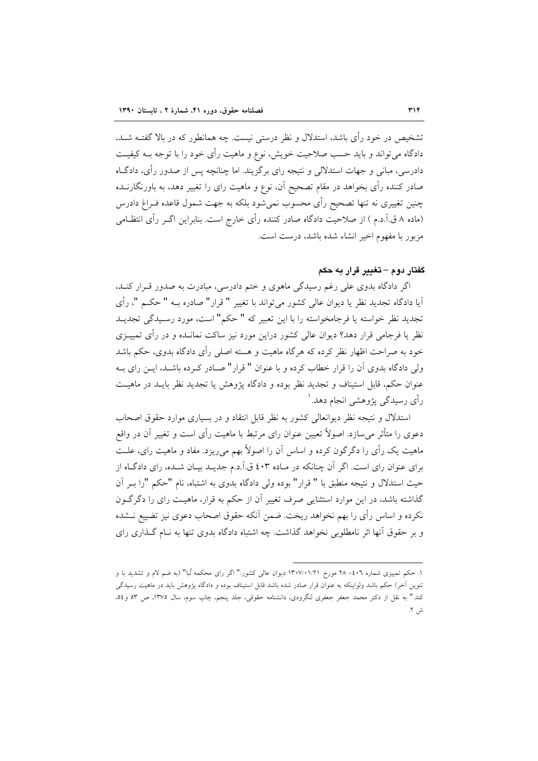تشخیص در خود رأی باشد، استدلال و نظر درستی نیست. چه همانطور که در بالا گفته شد، دادگاه می‌تواند و باید حسب صلاحیت خویش، نوع و ماهیت رأی خود را با توجه به کیفیت دادرسی، مبانی و جهات استدلالی و نتیجه رای برگزیند. اما چنانچه پس از صدور رأی، دادگاه صادر کننده رأی بخواهد در مقام تصحیح آن، نوع و ماهیت رای را تغییر دهد، به باورنگارنده چنین تغییری نه تنها تصحیح رأی محسوب نمی‌شود بلکه به جهت شمول قاعده فراغ دادرس (ماده ۸ ق.آ.د.م ) از صلاحیت دادگاه صادر کننده رأی خارج است. بنابراین اگر رأی انتظامی مزبور با مفهوم اخیر انشاء شده باشد، درست است.

## گفتار دوم – تغییر قرار به حکم

اگر دادگاه بدوی علی رغم رسیدگی ماهوی و ختم دادرسی، مبادرت به صدور قرار کند، آیا دادگاه تجدید نظر یا دیوان عالی کشور می‌تواند با تغییر " قرار" صادره به " حکم "، رأی تجدید نظر خواسته یا فرجامخواسته را با این تعبیر که " حکم" است، مورد رسیدگی تجدید نظر یا فرجامی قرار دهد؟ دیوان عالی کشور دراین مورد نیز ساکت نمانده و در رأی تمییزی خود به صراحت اظهار نظر کرده که هرگاه ماهیت و هسته اصلی رأی دادگاه بدوی، حکم باشد ولی دادگاه بدوی آن را قرار خطاب کرده و با عنوان " قرار" صادر کرده باشد، این رای به عنوان حکم، قابل استیناف و تجدید نظر بوده و دادگاه پژوهش یا تجدید نظر باید در ماهیت رأی رسیدگی پژوهشی انجام دهد.[1]

استدلال و نتیجه نظر دیوانعالی کشور به نظر قابل انتقاد و در بسیاری موارد حقوق اصحاب دعوی را متأثر می‌سازد. اصولاً تعیین عنوان رای مرتبط با ماهیت رأی است و تغییر آن در واقع ماهیت یک رأی را دگرگون کرده و اساس آن را اصولاً بهم می‌ریزد. مفاد و ماهیت رای، علت برای عنوان رای است. اگر آن چنانکه در ماده ۴۰۳ ق.آ.د.م جدید بیان شده، رای دادگاه از حیث استدلال و نتیجه منطبق با " قرار" بوده ولی دادگاه بدوی به اشتباه، نام "حکم "را بر آن گذاشته باشد، در این موارد استثنایی صرف تغییر آن از حکم به قرار، ماهیت رای را دگرگون نکرده و اساس رأی را بهم نخواهد ریخت. ضمن آنکه حقوق اصحاب دعوی نیز تضییع نشده و بر حقوق آنها اثر نامطلوبی نخواهد گذاشت. چه اشتباه دادگاه بدوی تنها به نام گذاری رای

---

۱. حکم تمییزی شماره ۴۰۶- ۲۸ مورخ ۱۳۰۷/۰۱/۲۱ دیوان عالی کشور:" اگر رای محکمه لُبا" (به ضم لام و تشدید با و تنوین آخر) حکم باشد ولواینکه به عنوان قرار صادر شده باشد قابل استیناف بوده و دادگاه پژوهش باید در ماهیت رسیدگی کند." به نقل از دکتر محمد جعفر جعفری لنگرودی، دانشنامه حقوقی، جلد پنجم، چاپ سوم، سال ۱۳۷۵، ص ۵۳ و۵٤، ش ۲.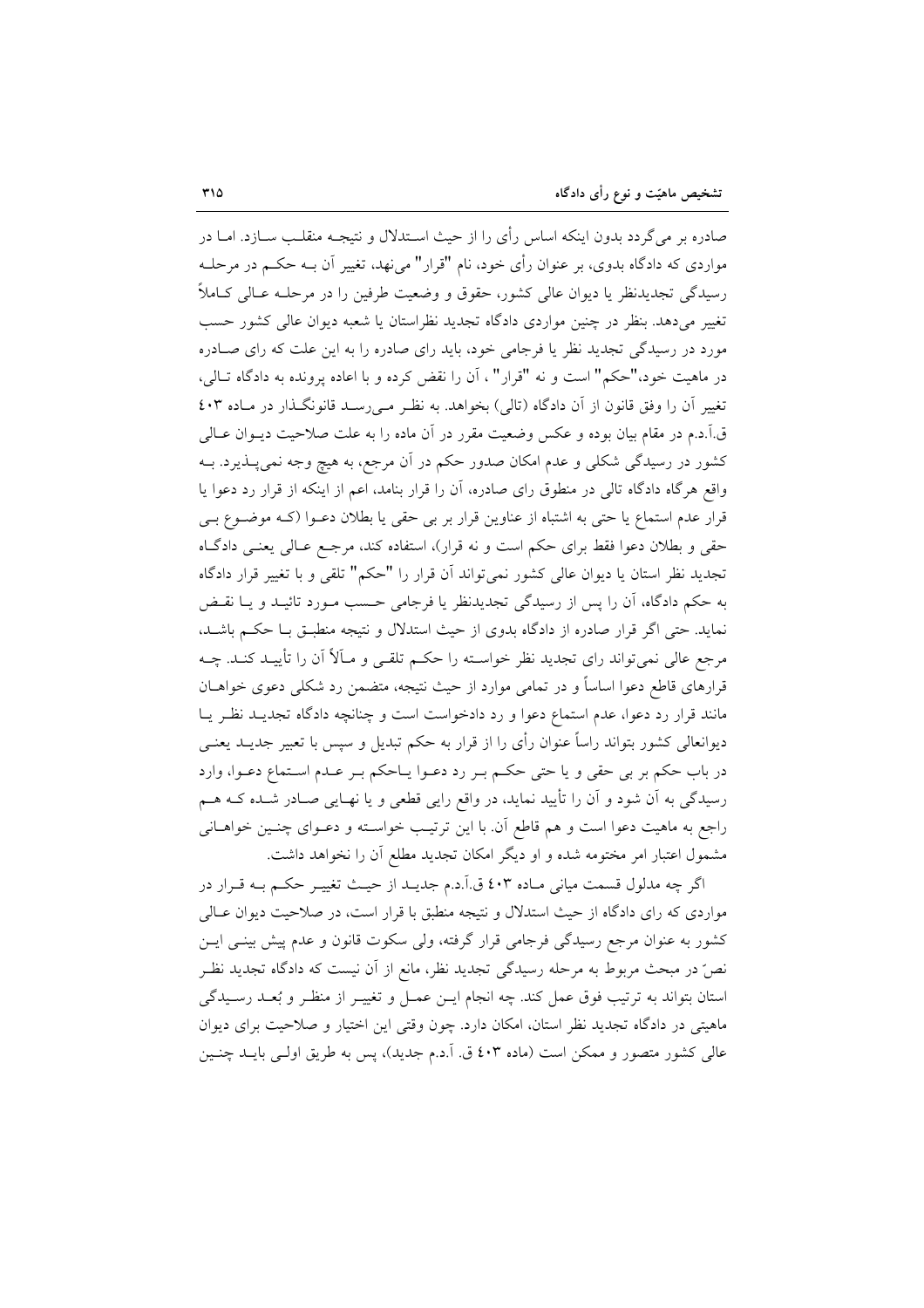صادره بر می‌گردد بدون اینکه اساس رأی را از حیث استدلال و نتیجه منقلب سازد. اما در مواردی که دادگاه بدوی، بر عنوان رأی خود، نام "قرار" می‌نهد، تغییر آن به حکم در مرحله رسیدگی تجدیدنظر یا دیوان عالی کشور، حقوق و وضعیت طرفین را در مرحله عالی کاملاً تغییر می‌دهد. بنظر در چنین مواردی دادگاه تجدید نظراستان یا شعبه دیوان عالی کشور حسب مورد در رسیدگی تجدید نظر یا فرجامی خود، باید رای صادره را به این علت که رای صادره در ماهیت خود،"حکم" است و نه "قرار"، آن را نقض کرده و با اعاده پرونده به دادگاه تالی، تغییر آن را وفق قانون از آن دادگاه (تالی) بخواهد. به نظر می‌رسد قانونگذار در ماده ۴۰۳ ق.آ.د.م در مقام بیان بوده و عکس وضعیت مقرر در آن ماده را به علت صلاحیت دیوان عالی کشور در رسیدگی شکلی و عدم امکان صدور حکم در آن مرجع، به هیچ وجه نمی‌پذیرد. به واقع هرگاه دادگاه تالی در منطوق رای صادره، آن را قرار بنامد، اعم از اینکه از قرار رد دعوا یا قرار عدم استماع یا حتی به اشتباه از عناوین قرار بر بی حقی یا بطلان دعوا (که موضوع بی حقی و بطلان دعوا فقط برای حکم است و نه قرار)، استفاده کند، مرجع عالی یعنی دادگاه تجدید نظر استان یا دیوان عالی کشور نمی‌تواند آن قرار را "حکم" تلقی و با تغییر قرار دادگاه به حکم دادگاه، آن را پس از رسیدگی تجدیدنظر یا فرجامی حسب مورد تائید و یا نقض نماید. حتی اگر قرار صادره از دادگاه بدوی از حیث استدلال و نتیجه منطبق با حکم باشد، مرجع عالی نمی‌تواند رای تجدید نظر خواسته را حکم تلقی و مآلاً آن را تأیید کند. چه قرارهای قاطع دعوا اساساً و در تمامی موارد از حیث نتیجه، متضمن رد شکلی دعوی خواهان مانند قرار رد دعوا، عدم استماع دعوا و رد دادخواست است و چنانچه دادگاه تجدید نظر یا دیوانعالی کشور بتواند راساً عنوان رأی را از قرار به حکم تبدیل و سپس با تعبیر جدید یعنی در باب حکم بر بی حقی و یا حتی حکم بر رد دعوا یاحکم بر عدم استماع دعوا، وارد رسیدگی به آن شود و آن را تأیید نماید، در واقع رایی قطعی و یا نهایی صادر شده که هم راجع به ماهیت دعوا است و هم قاطع آن. با این ترتیب خواسته و دعوای چنین خواهانی مشمول اعتبار امر مختومه شده و او دیگر امکان تجدید مطلع آن را نخواهد داشت.

اگر چه مدلول قسمت میانی ماده ۴۰۳ ق.آ.د.م جدید از حیث تغییر حکم به قرار در مواردی که رای دادگاه از حیث استدلال و نتیجه منطبق با قرار است، در صلاحیت دیوان عالی کشور به عنوان مرجع رسیدگی فرجامی قرار گرفته، ولی سکوت قانون و عدم پیش بینی این نصّ در مبحث مربوط به مرحله رسیدگی تجدید نظر، مانع از آن نیست که دادگاه تجدید نظر استان بتواند به ترتیب فوق عمل کند. چه انجام این عمل و تغییر از منظر و بُعد رسیدگی ماهیتی در دادگاه تجدید نظر استان، امکان دارد. چون وقتی این اختیار و صلاحیت برای دیوان عالی کشور متصور و ممکن است (ماده ۴۰۳ ق. آ.د.م جدید)، پس به طریق اولی باید چنین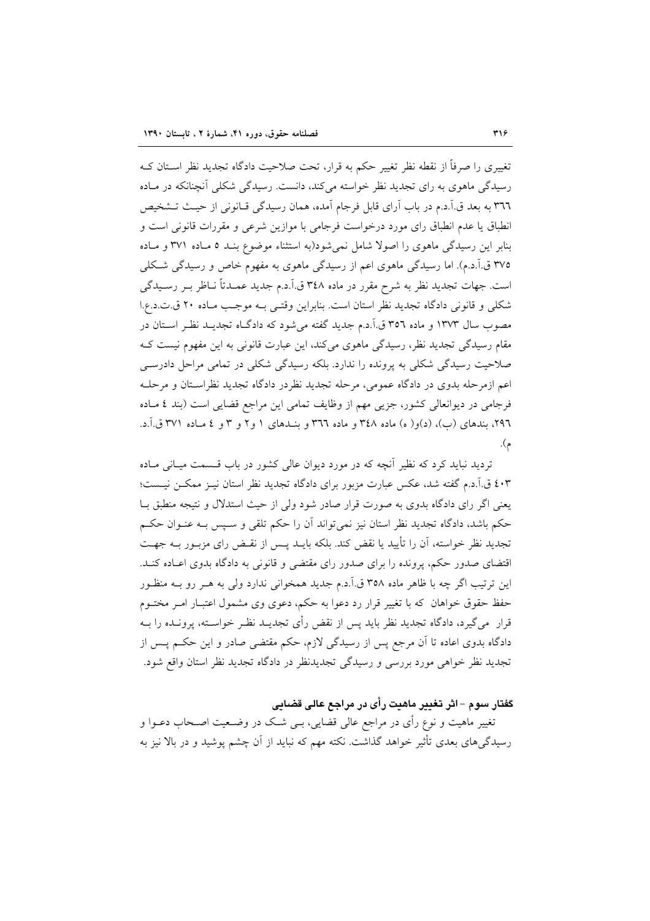تغییری را صرفاً از نقطه نظر تغییر حکم به قرار، تحت صلاحیت دادگاه تجدید نظر استان کـه رسیدگی ماهوی به رای تجدید نظر خواسته می‌کند، دانست. رسیدگی شکلی آنچنانکه در مـاده ٣٦٦ به بعد ق.آ.د.م در باب آرای قابل فرجام آمده، همان رسیدگی قـانونی از حیـث تـشخیص انطباق یا عدم انطباق رای مورد درخواست فرجامی با موازین شرعی و مقررات قانونی است و بنابر این رسیدگی ماهوی را اصولا شامل نمی‌شود(به استثناء موضوع بنـد ٥ مـاده ٣٧١ و مـاده ٣٧٥ ق.آ.د.م). اما رسیدگی ماهوی اعم از رسیدگی ماهوی به مفهوم خاص و رسیدگی شـکلی است. جهات تجدید نظر به شرح مقرر در ماده ٣٤٨ ق.آ.د.م جدید عمـدتاً نـاظر بـر رسـیدگی شکلی و قانونی دادگاه تجدید نظر استان است. بنابراین وقتـی بـه موجـب مـاده ٢٠ ق.ت.د.ع.ا مصوب سال ١٣٧٣ و ماده ٣٥٦ ق.آ.د.م جدید گفته می‌شود که دادگـاه تجدیـد نظـر اسـتان در مقام رسیدگی تجدید نظر، رسیدگی ماهوی می‌کند، این عبارت قانونی به این مفهوم نیست کـه صلاحیت رسیدگی شکلی به پرونده را ندارد. بلکه رسیدگی شکلی در تمامی مراحل دادرسـی اعم ازمرحله بدوی در دادگاه عمومی، مرحله تجدید نظردر دادگاه تجدید نظراسـتان و مرحلـه فرجامی در دیوانعالی کشور، جزیی مهم از وظایف تمامی این مراجع قضایی است (بند ٤ مـاده ٢٩٦، بندهای (ب)، (د)و( ه) ماده ٣٤٨ و ماده ٣٦٦ و بنـدهای ١ و٢ و ٣ و ٤ مـاده ٣٧١ ق.آ.د.م).

تردید نباید کرد که نظیر آنچه که در مورد دیوان عالی کشور در باب قـسمت میـانی مـاده ٤٠٣ ق.آ.د.م گفته شد، عکس عبارت مزبور برای دادگاه تجدید نظر استان نیـز ممکـن نیـست؛ یعنی اگر رای دادگاه بدوی به صورت قرار صادر شود ولی از حیث استدلال و نتیجه منطبق بـا حکم باشد، دادگاه تجدید نظر استان نیز نمی‌تواند آن را حکم تلقی و سـپس بـه عنـوان حکـم تجدید نظر خواسته، آن را تأیید یا نقض کند. بلکه بایـد پـس از نقـض رای مزبـور بـه جهـت اقتضای صدور حکم، پرونده را برای صدور رای مقتضی و قانونی به دادگاه بدوی اعـاده کنـد. این ترتیب اگر چه با ظاهر ماده ٣٥٨ ق.آ.د.م جدید همخوانی ندارد ولی به هـر رو بـه منظـور حفظ حقوق خواهان که با تغییر قرار رد دعوا به حکم، دعوی وی مشمول اعتبـار امـر مختـوم قرار می‌گیرد، دادگاه تجدید نظر باید پس از نقض رأی تجدیـد نظـر خواسـته، پرونـده را بـه دادگاه بدوی اعاده تا آن مرجع پس از رسیدگی لازم، حکم مقتضی صادر و این حکـم پـس از تجدید نظر خواهی مورد بررسی و رسیدگی تجدیدنظر در دادگاه تجدید نظر استان واقع شود.

### گفتار سوم – اثر تغییر ماهیت رأی در مراجع عالی قضایی

تغییر ماهیت و نوع رأی در مراجع عالی قضایی، بـی شـک در وضـعیت اصـحاب دعـوا و رسیدگی‌های بعدی تأثیر خواهد گذاشت. نکته مهم که نباید از آن چشم پوشید و در بالا نیز به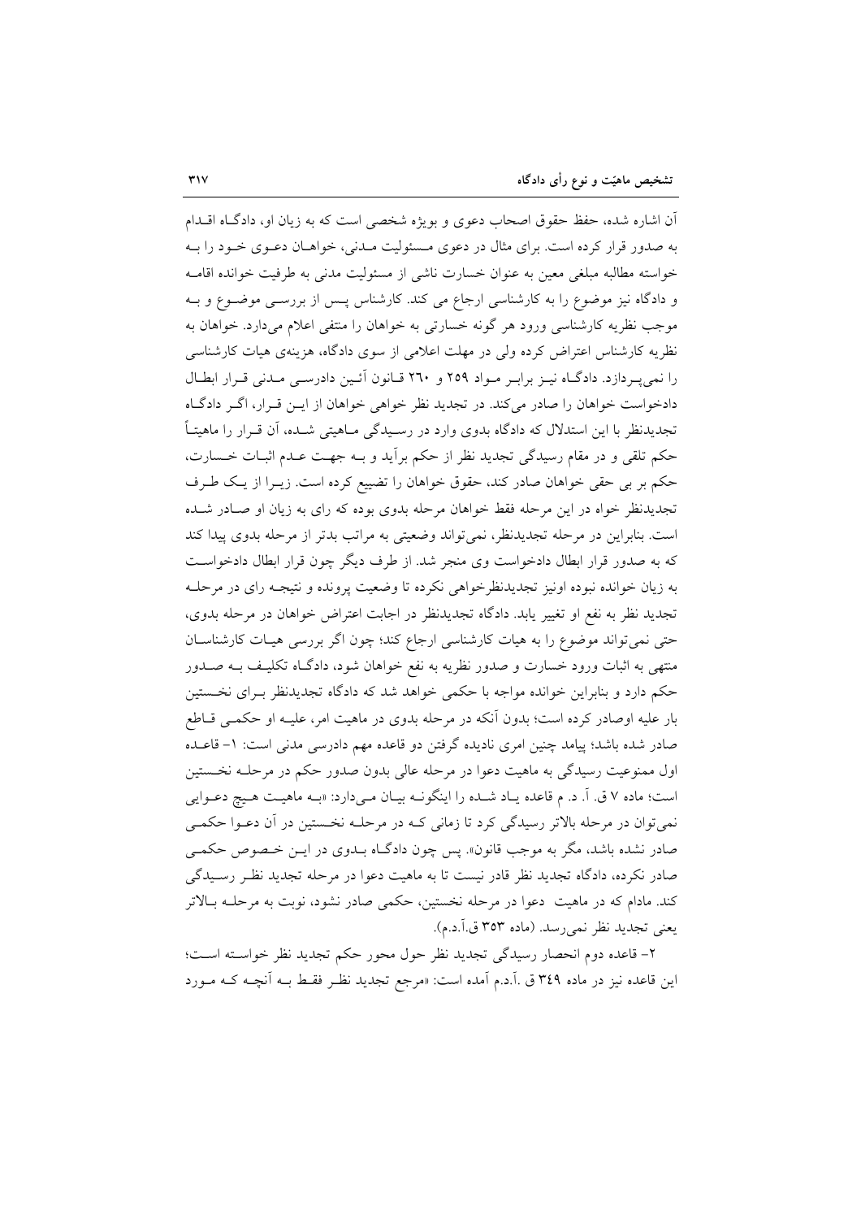آن اشاره شده، حفظ حقوق اصحاب دعوی و بویژه شخصی است که به زیان او، دادگـاه اقـدام به صدور قرار کرده است. برای مثال در دعوی مـسئولیت مـدنی، خواهـان دعـوی خـود را بـه خواسته مطالبه مبلغی معین به عنوان خسارت ناشی از مسئولیت مدنی به طرفیت خوانده اقامـه و دادگاه نیز موضوع را به کارشناسی ارجاع می کند. کارشناس پـس از بررسـی موضـوع و بـه موجب نظریه کارشناسی ورود هر گونه خسارتی به خواهان را منتفی اعلام می‌دارد. خواهان به نظریه کارشناس اعتراض کرده ولی در مهلت اعلامی از سوی دادگاه، هزینه‌ی هیات کارشناسی را نمی‌پـردازد. دادگـاه نیـز برابـر مـواد ۲۵۹ و ۲٦۰ قـانون آئـین دادرسـی مـدنی قـرار ابطـال دادخواست خواهان را صادر می‌کند. در تجدید نظر خواهی خواهان از ایـن قـرار، اگـر دادگـاه تجدیدنظر با این استدلال که دادگاه بدوی وارد در رسـیدگی مـاهیتی شـده، آن قـرار را ماهیتاً حکم تلقی و در مقام رسیدگی تجدید نظر از حکم برآید و بـه جهـت عـدم اثبـات خـسارت، حکم بر بی حقی خواهان صادر کند، حقوق خواهان را تضییع کرده است. زیـرا از یـک طـرف تجدیدنظر خواه در این مرحله فقط خواهان مرحله بدوی بوده که رای به زیان او صـادر شـده است. بنابراین در مرحله تجدیدنظر، نمی‌تواند وضعیتی به مراتب بدتر از مرحله بدوی پیدا کند که به صدور قرار ابطال دادخواست وی منجر شد. از طرف دیگر چون قرار ابطال دادخواسـت به زیان خوانده نبوده اونیز تجدیدنظرخواهی نکرده تا وضعیت پرونده و نتیجـه رای در مرحلـه تجدید نظر به نفع او تغییر یابد. دادگاه تجدیدنظر در اجابت اعتراض خواهان در مرحله بدوی، حتی نمی‌تواند موضوع را به هیات کارشناسی ارجاع کند؛ چون اگر بررسی هیـات کارشناسـان منتهی به اثبات ورود خسارت و صدور نظریه به نفع خواهان شود، دادگـاه تکلیـف بـه صـدور حکم دارد و بنابراین خوانده مواجه با حکمی خواهد شد که دادگاه تجدیدنظر بـرای نخـستین بار علیه اوصادر کرده است؛ بدون آنکه در مرحله بدوی در ماهیت امر، علیـه او حکمـی قـاطع صادر شده باشد؛ پیامد چنین امری نادیده گرفتن دو قاعده مهم دادرسی مدنی است: ۱– قاعـده اول ممنوعیت رسیدگی به ماهیت دعوا در مرحله عالی بدون صدور حکم در مرحلـه نخـستین است؛ ماده ۷ ق. آ. د. م قاعده یـاد شـده را اینگونـه بیـان مـی‌دارد: «بـه ماهیـت هـیچ دعـوایی نمی‌توان در مرحله بالاتر رسیدگی کرد تا زمانی کـه در مرحلـه نخـستین در آن دعـوا حکمـی صادر نشده باشد، مگر به موجب قانون». پس چون دادگـاه بـدوی در ایـن خـصوص حکمـی صادر نکرده، دادگاه تجدید نظر قادر نیست تا به ماهیت دعوا در مرحله تجدید نظـر رسـیدگی کند. مادام که در ماهیت دعوا در مرحله نخستین، حکمی صادر نشود، نوبت به مرحلـه بـالاتر یعنی تجدید نظر نمی‌رسد. (ماده ۳۵۳ ق.آ.د.م).

۲– قاعده دوم انحصار رسیدگی تجدید نظر حول محور حکم تجدید نظر خواسـته اسـت؛ این قاعده نیز در ماده ۳٤۹ ق .آ.د.م آمده است: «مرجع تجدید نظـر فقـط بـه آنچـه کـه مـورد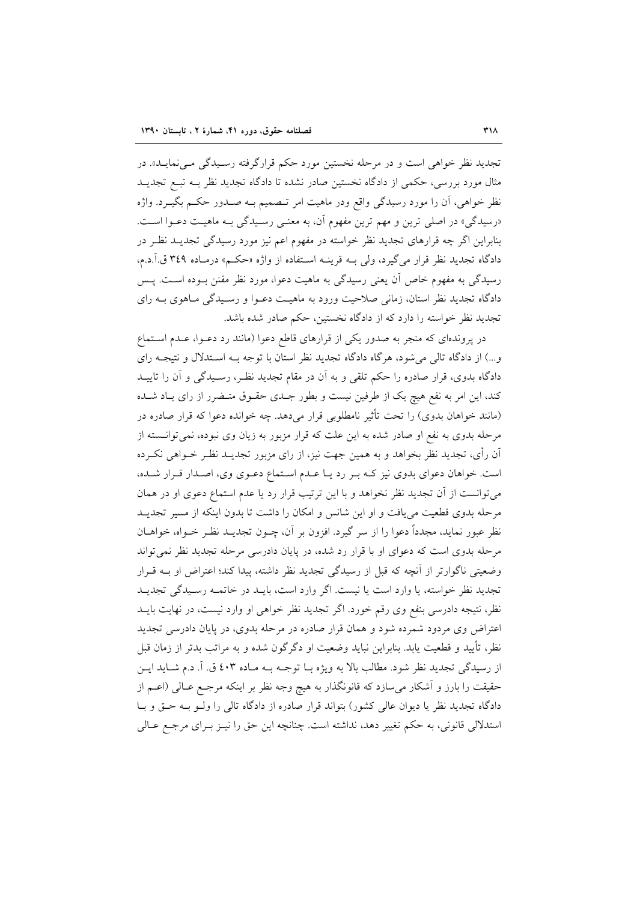تجدید نظر خواهی است و در مرحله نخستین مورد حکم قرارگرفته رسیدگی می‌نماید». در مثال مورد بررسی، حکمی از دادگاه نخستین صادر نشده تا دادگاه تجدید نظر به تبع تجدید نظر خواهی، آن را مورد رسیدگی واقع ودر ماهیت امر تصمیم به صدور حکم بگیرد. واژه «رسیدگی» در اصلی ترین و مهم ترین مفهوم آن، به معنی رسیدگی به ماهیت دعوا است. بنابراین اگر چه قرارهای تجدید نظر خواسته در مفهوم اعم نیز مورد رسیدگی تجدید نظر در دادگاه تجدید نظر قرار می‌گیرد، ولی به قرینه استفاده از واژه «حکم» درماده ۳۴۹ ق.آ.د.م، رسیدگی به مفهوم خاص آن یعنی رسیدگی به ماهیت دعوا، مورد نظر مقنن بوده است. پس دادگاه تجدید نظر استان، زمانی صلاحیت ورود به ماهیت دعوا و رسیدگی ماهوی به رای تجدید نظر خواسته را دارد که از دادگاه نخستین، حکم صادر شده باشد.

در پرونده‌ای که منجر به صدور یکی از قرارهای قاطع دعوا (مانند رد دعوا، عدم استماع و...) از دادگاه تالی می‌شود، هرگاه دادگاه تجدید نظر استان با توجه به استدلال و نتیجه رای دادگاه بدوی، قرار صادره را حکم تلقی و به آن در مقام تجدید نظر، رسیدگی و آن را تایید کند، این امر به نفع هیچ یک از طرفین نیست و بطور جدی حقوق متضرر از رای یاد شده (مانند خواهان بدوی) را تحت تأثیر نامطلوبی قرار می‌دهد. چه خوانده دعوا که قرار صادره در مرحله بدوی به نفع او صادر شده به این علت که قرار مزبور به زیان وی نبوده، نمی‌توانسته از آن رأی، تجدید نظر بخواهد و به همین جهت نیز، از رای مزبور تجدید نظر خواهی نکرده است. خواهان دعوای بدوی نیز که بر رد یا عدم استماع دعوی وی، اصدار قرار شده، می‌توانست از آن تجدید نظر نخواهد و با این ترتیب قرار رد یا عدم استماع دعوی او در همان مرحله بدوی قطعیت می‌یافت و او این شانس و امکان را داشت تا بدون اینکه از مسیر تجدید نظر عبور نماید، مجدداً دعوا را از سر گیرد. افزون بر آن، چون تجدید نظر خواه، خواهان مرحله بدوی است که دعوای او با قرار رد شده، در پایان دادرسی مرحله تجدید نظر نمی‌تواند وضعیتی ناگوارتر از آنچه که قبل از رسیدگی تجدید نظر داشته، پیدا کند؛ اعتراض او به قرار تجدید نظر خواسته، یا وارد است یا نیست. اگر وارد است، باید در خاتمه رسیدگی تجدید نظر، نتیجه دادرسی بنفع وی رقم خورد. اگر تجدید نظر خواهی او وارد نیست، در نهایت باید اعتراض وی مردود شمرده شود و همان قرار صادره در مرحله بدوی، در پایان دادرسی تجدید نظر، تأیید و قطعیت یابد. بنابراین نباید وضعیت او دگرگون شده و به مراتب بدتر از زمان قبل از رسیدگی تجدید نظر شود. مطالب بالا به ویژه با توجه به ماده ۴۰۳ ق. آ. د.م شاید این حقیقت را بارز و آشکار می‌سازد که قانونگذار به هیچ وجه نظر بر اینکه مرجع عالی (اعم از دادگاه تجدید نظر یا دیوان عالی کشور) بتواند قرار صادره از دادگاه تالی را ولو به حق و با استدلالی قانونی، به حکم تغییر دهد، نداشته است. چنانچه این حق را نیز برای مرجع عالی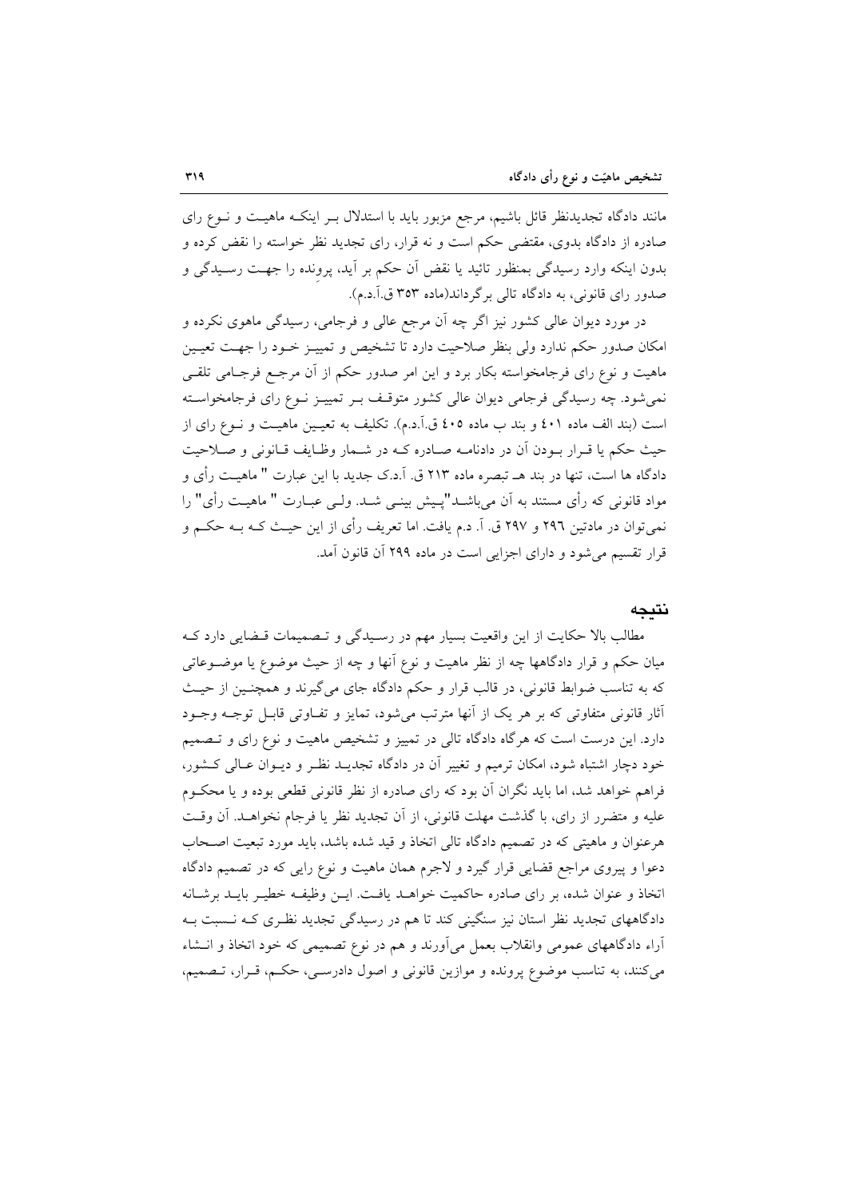مانند دادگاه تجدیدنظر قائل باشیم، مرجع مزبور باید با استدلال بـر اینکـه ماهیـت و نـوع رای صادره از دادگاه بدوی، مقتضی حکم است و نه قرار، رای تجدید نظر خواسته را نقض کرده و بدون اینکه وارد رسیدگی بمنظور تائید یا نقض آن حکم بر آید، پرونده را جهـت رسـیدگی و صدور رای قانونی، به دادگاه تالی برگرداند(ماده ۳۵۳ ق.آ.د.م).

در مورد دیوان عالی کشور نیز اگر چه آن مرجع عالی و فرجامی، رسیدگی ماهوی نکرده و امکان صدور حکم ندارد ولی بنظر صلاحیت دارد تا تشخیص و تمییـز خـود را جهـت تعیـین ماهیت و نوع رای فرجامخواسته بکار برد و این امر صدور حکم از آن مرجـع فرجـامی تلقـی نمی‌شود. چه رسیدگی فرجامی دیوان عالی کشور متوقـف بـر تمییـز نـوع رای فرجامخواسـته است (بند الف ماده ٤٠١ و بند ب ماده ٤٠٥ ق.آ.د.م). تکلیف به تعیـین ماهیـت و نـوع رای از حیث حکم یا قـرار بـودن آن در دادنامـه صـادره کـه در شـمار وظـایف قـانونی و صـلاحیت دادگاه ها است، تنها در بند هـ تبصره ماده ۲۱۳ ق. آ.د.ک جدید با این عبارت " ماهیـت رأی و مواد قانونی که رأی مستند به آن می‌باشـد"پـیش بینـی شـد. ولـی عبـارت " ماهیـت رأی" را نمی‌توان در مادتین ۲۹٦ و ۲۹۷ ق. آ. د.م یافت. اما تعریف رأی از این حیـث کـه بـه حکـم و قرار تقسیم می‌شود و دارای اجزایی است در ماده ۲۹۹ آن قانون آمد.

## نتیجه

مطالب بالا حکایت از این واقعیت بسیار مهم در رسـیدگی و تـصمیمات قـضایی دارد کـه میان حکم و قرار دادگاهها چه از نظر ماهیت و نوع آنها و چه از حیث موضوع یا موضـوعاتی که به تناسب ضوابط قانونی، در قالب قرار و حکم دادگاه جای می‌گیرند و همچنـین از حیـث آثار قانونی متفاوتی که بر هر یک از آنها مترتب می‌شود، تمایز و تفـاوتی قابـل توجـه وجـود دارد. این درست است که هرگاه دادگاه تالی در تمییز و تشخیص ماهیت و نوع رای و تـصمیم خود دچار اشتباه شود، امکان ترمیم و تغییر آن در دادگاه تجدیـد نظـر و دیـوان عـالی کـشور، فراهم خواهد شد، اما باید نگران آن بود که رای صادره از نظر قانونی قطعی بوده و یا محکـوم علیه و متضرر از رای، با گذشت مهلت قانونی، از آن تجدید نظر یا فرجام نخواهـد. آن وقـت هرعنوان و ماهیتی که در تصمیم دادگاه تالی اتخاذ و قید شده باشد، باید مورد تبعیت اصـحاب دعوا و پیروی مراجع قضایی قرار گیرد و لاجرم همان ماهیت و نوع رایی که در تصمیم دادگاه اتخاذ و عنوان شده، بر رای صادره حاکمیت خواهـد یافـت. ایـن وظیفـه خطیـر بایـد برشـانه دادگاههای تجدید نظر استان نیز سنگینی کند تا هم در رسیدگی تجدید نظـری کـه نـسبت بـه آراء دادگاههای عمومی وانقلاب بعمل می‌آورند و هم در نوع تصمیمی که خود اتخاذ و انـشاء می‌کنند، به تناسب موضوع پرونده و موازین قانونی و اصول دادرسـی، حکـم، قـرار، تـصمیم،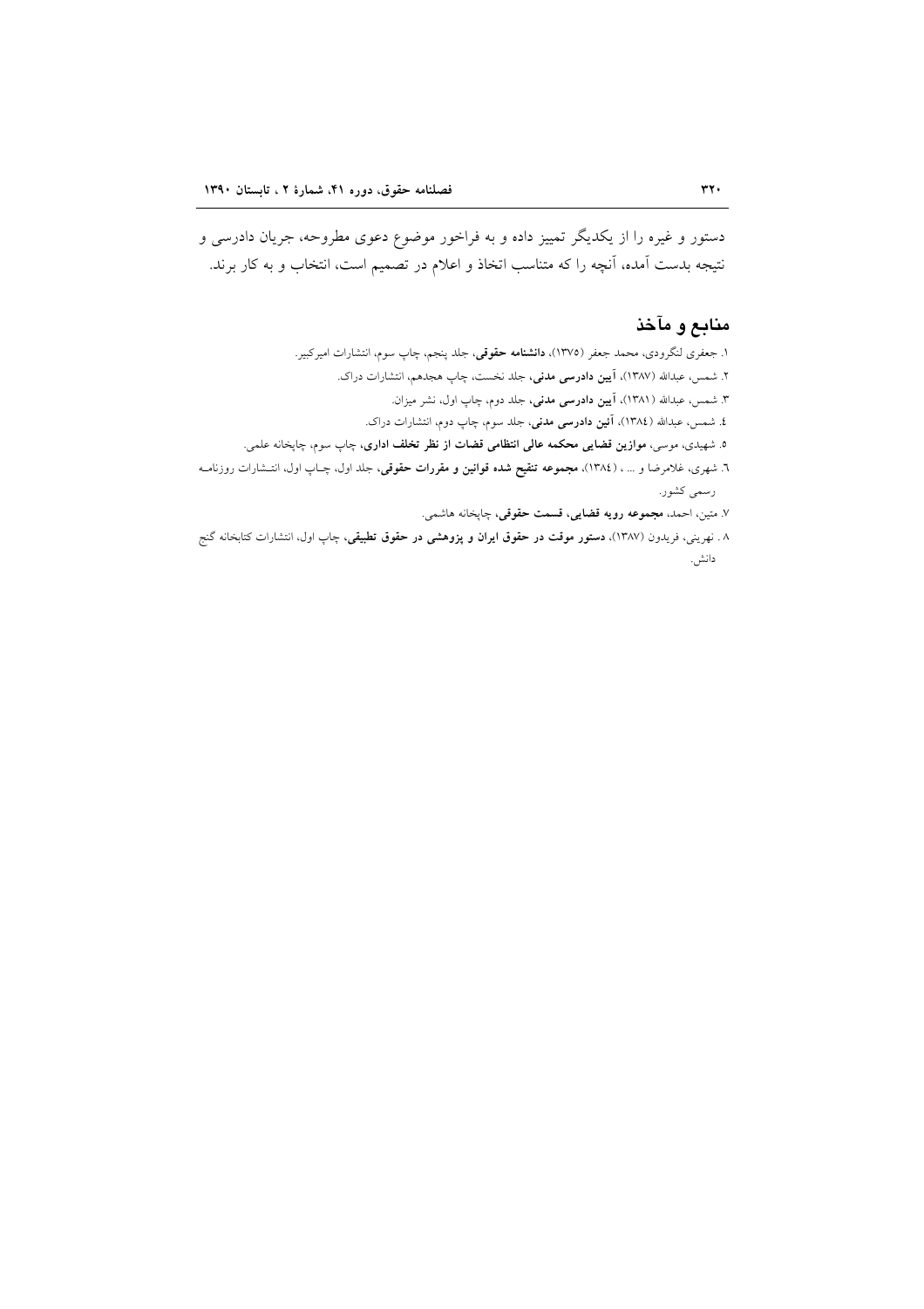دستور و غیره را از یکدیگر تمییز داده و به فراخور موضوع دعوی مطروحه، جریان دادرسی و نتیجه بدست آمده، آنچه را که متناسب اتخاذ و اعلام در تصمیم است، انتخاب و به کار برند.

## منابع و مآخذ

۱. جعفری لنگرودی، محمد جعفر (۱۳۷۵)، **دانشنامه حقوقی**، جلد پنجم، چاپ سوم، انتشارات امیرکبیر.

۲. شمس، عبدالله (۱۳۸۷)، **آیین دادرسی مدنی**، جلد نخست، چاپ هجدهم، انتشارات دراک.

۳. شمس، عبدالله (۱۳۸۱)، **آیین دادرسی مدنی**، جلد دوم، چاپ اول، نشر میزان.

٤. شمس، عبدالله (۱۳۸٤)، **آئین دادرسی مدنی**، جلد سوم، چاپ دوم، انتشارات دراک.

٥. شهیدی، موسی، **موازین قضایی محکمه عالی انتظامی قضات از نظر تخلف اداری**، چاپ سوم، چاپخانه علمی.

٦. شهری، غلامرضا و ... ، (۱۳۸٤)، **مجموعه تنقیح شده قوانین و مقررات حقوقی**، جلد اول، چاپ اول، انتشارات روزنامه رسمی کشور.

۷. متین، احمد، **مجموعه رویه قضایی، قسمت حقوقی**، چاپخانه هاشمی.

۸. نهرینی، فریدون (۱۳۸۷)، **دستور موقت در حقوق ایران و پژوهشی در حقوق تطبیقی**، چاپ اول، انتشارات کتابخانه گنج دانش.